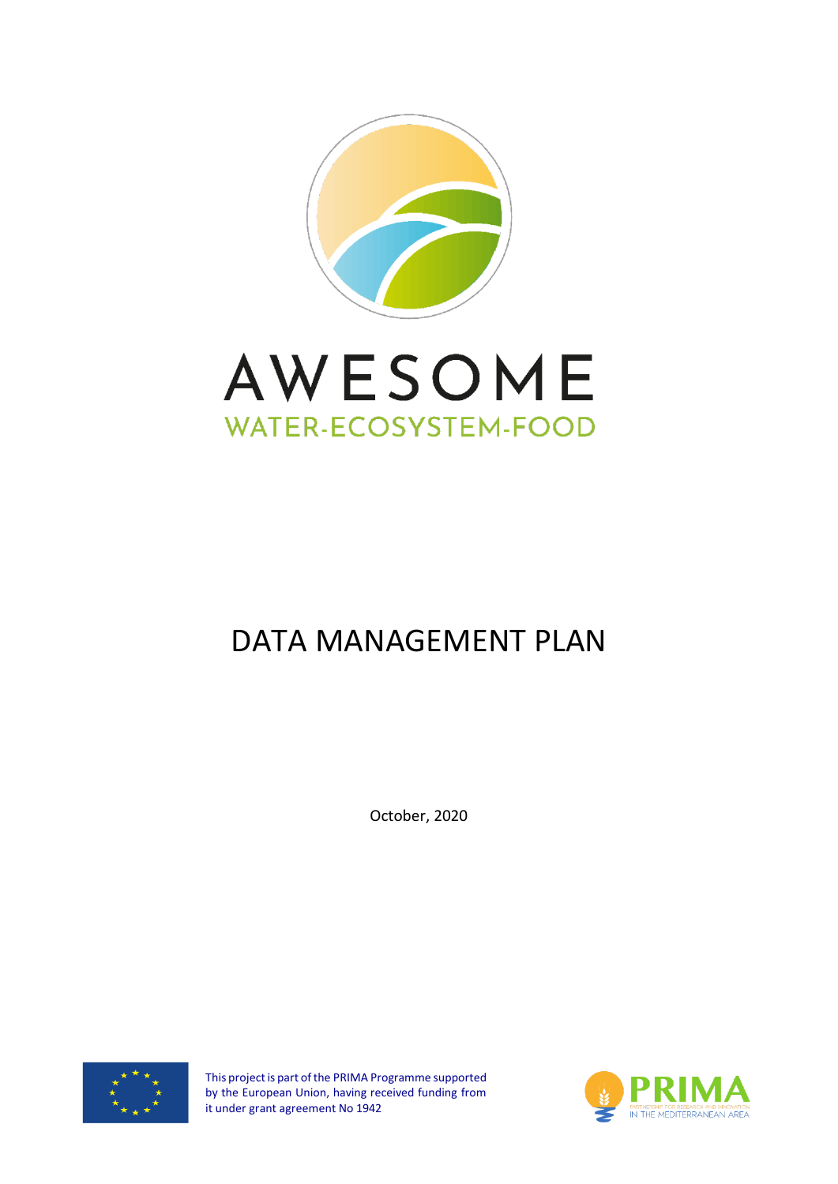AWESOME

WATER-ECOSYSTEM-FOOD

# DATA MANAGEMENT PLAN

October, 2020

This project is part of the PRIMA Programme supported by the European Union, having received funding from it under grant agreement No 1942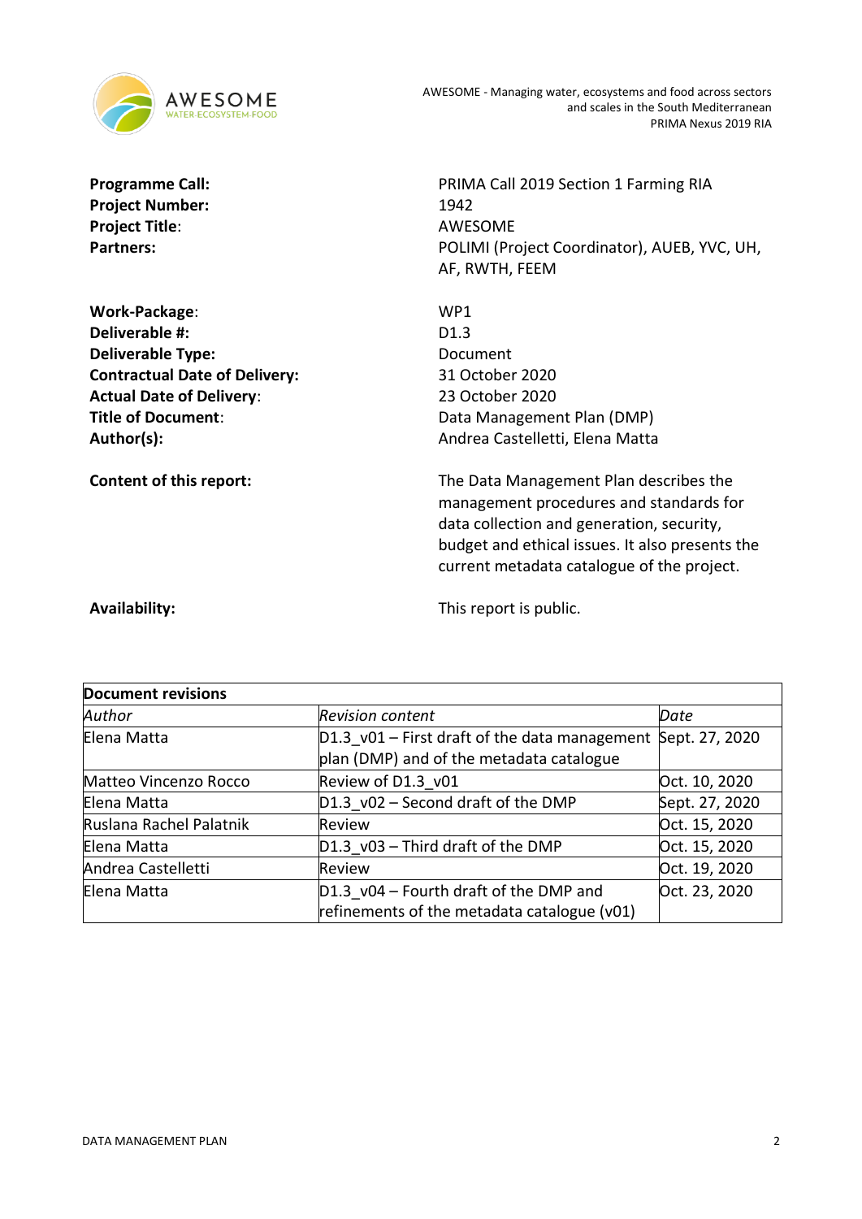AWESOME - Managing water, ecosystems and food across sectors and scales in the South Mediterranean
PRIMA Nexus 2019 RIA

| | |
|---|---|
| **Programme Call:** | PRIMA Call 2019 Section 1 Farming RIA |
| **Project Number:** | 1942 |
| **Project Title**: | AWESOME |
| **Partners:** | POLIMI (Project Coordinator), AUEB, YVC, UH, AF, RWTH, FEEM |
| **Work-Package**: | WP1 |
| **Deliverable #:** | D1.3 |
| **Deliverable Type:** | Document |
| **Contractual Date of Delivery:** | 31 October 2020 |
| **Actual Date of Delivery**: | 23 October 2020 |
| **Title of Document**: | Data Management Plan (DMP) |
| **Author(s):** | Andrea Castelletti, Elena Matta |
| **Content of this report:** | The Data Management Plan describes the management procedures and standards for data collection and generation, security, budget and ethical issues. It also presents the current metadata catalogue of the project. |
| **Availability:** | This report is public. |

| **Document revisions** | | |
|---|---|---|
| *Author* | *Revision content* | *Date* |
| Elena Matta | D1.3_v01 – First draft of the data management plan (DMP) and of the metadata catalogue | Sept. 27, 2020 |
| Matteo Vincenzo Rocco | Review of D1.3_v01 | Oct. 10, 2020 |
| Elena Matta | D1.3_v02 – Second draft of the DMP | Sept. 27, 2020 |
| Ruslana Rachel Palatnik | Review | Oct. 15, 2020 |
| Elena Matta | D1.3_v03 – Third draft of the DMP | Oct. 15, 2020 |
| Andrea Castelletti | Review | Oct. 19, 2020 |
| Elena Matta | D1.3_v04 – Fourth draft of the DMP and refinements of the metadata catalogue (v01) | Oct. 23, 2020 |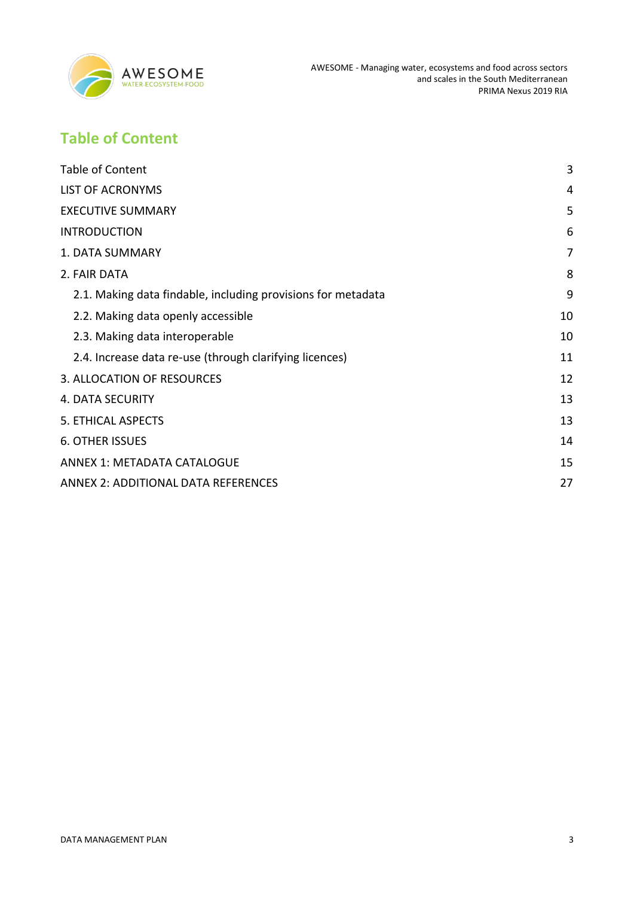# Table of Content

| | |
|---|---|
| Table of Content | 3 |
| LIST OF ACRONYMS | 4 |
| EXECUTIVE SUMMARY | 5 |
| INTRODUCTION | 6 |
| 1. DATA SUMMARY | 7 |
| 2. FAIR DATA | 8 |
| 2.1. Making data findable, including provisions for metadata | 9 |
| 2.2. Making data openly accessible | 10 |
| 2.3. Making data interoperable | 10 |
| 2.4. Increase data re-use (through clarifying licences) | 11 |
| 3. ALLOCATION OF RESOURCES | 12 |
| 4. DATA SECURITY | 13 |
| 5. ETHICAL ASPECTS | 13 |
| 6. OTHER ISSUES | 14 |
| ANNEX 1: METADATA CATALOGUE | 15 |
| ANNEX 2: ADDITIONAL DATA REFERENCES | 27 |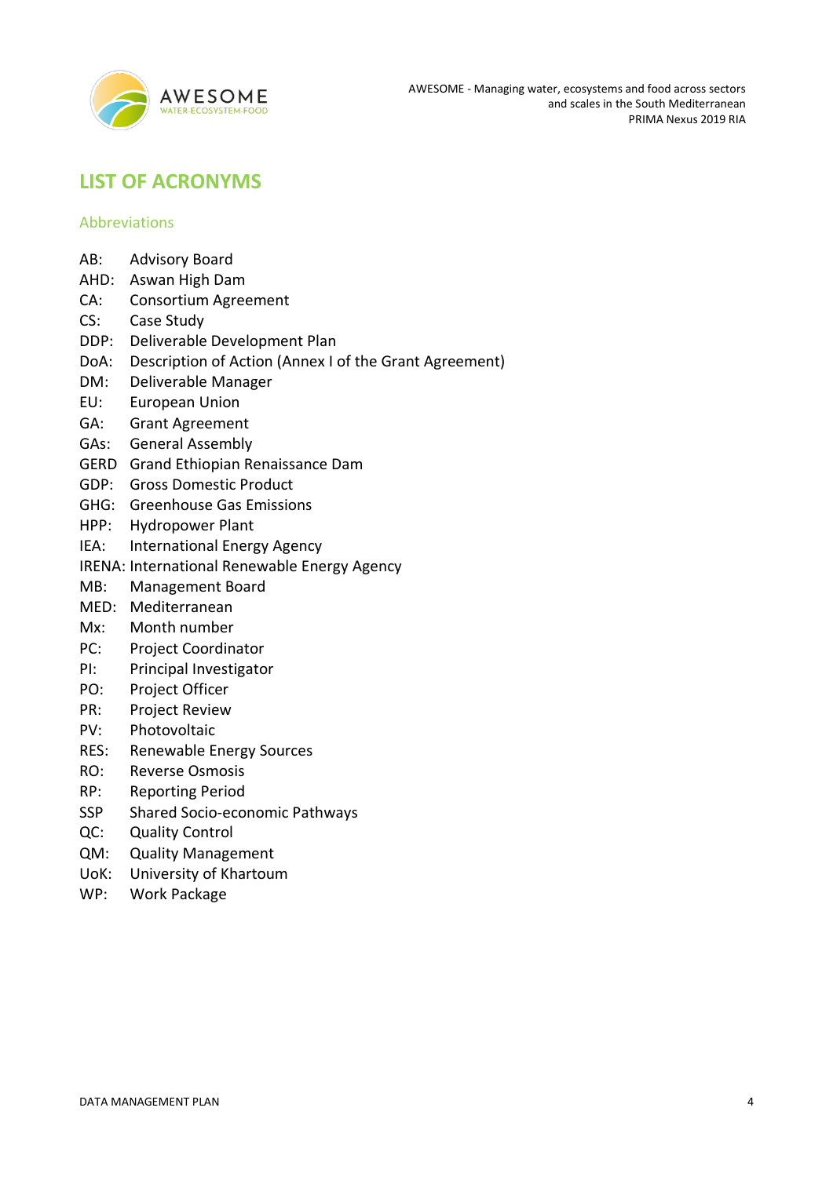# LIST OF ACRONYMS

## Abbreviations

AB: Advisory Board
AHD: Aswan High Dam
CA: Consortium Agreement
CS: Case Study
DDP: Deliverable Development Plan
DoA: Description of Action (Annex I of the Grant Agreement)
DM: Deliverable Manager
EU: European Union
GA: Grant Agreement
GAs: General Assembly
GERD Grand Ethiopian Renaissance Dam
GDP: Gross Domestic Product
GHG: Greenhouse Gas Emissions
HPP: Hydropower Plant
IEA: International Energy Agency
IRENA: International Renewable Energy Agency
MB: Management Board
MED: Mediterranean
Mx: Month number
PC: Project Coordinator
PI: Principal Investigator
PO: Project Officer
PR: Project Review
PV: Photovoltaic
RES: Renewable Energy Sources
RO: Reverse Osmosis
RP: Reporting Period
SSP Shared Socio-economic Pathways
QC: Quality Control
QM: Quality Management
UoK: University of Khartoum
WP: Work Package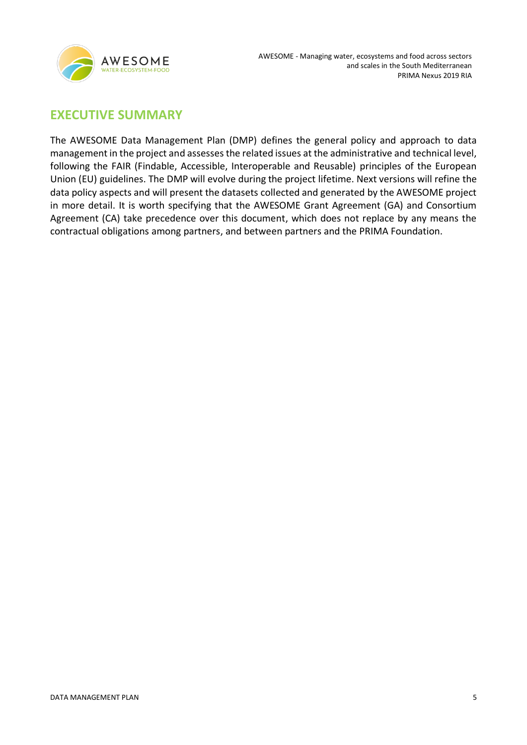## EXECUTIVE SUMMARY

The AWESOME Data Management Plan (DMP) defines the general policy and approach to data management in the project and assesses the related issues at the administrative and technical level, following the FAIR (Findable, Accessible, Interoperable and Reusable) principles of the European Union (EU) guidelines. The DMP will evolve during the project lifetime. Next versions will refine the data policy aspects and will present the datasets collected and generated by the AWESOME project in more detail. It is worth specifying that the AWESOME Grant Agreement (GA) and Consortium Agreement (CA) take precedence over this document, which does not replace by any means the contractual obligations among partners, and between partners and the PRIMA Foundation.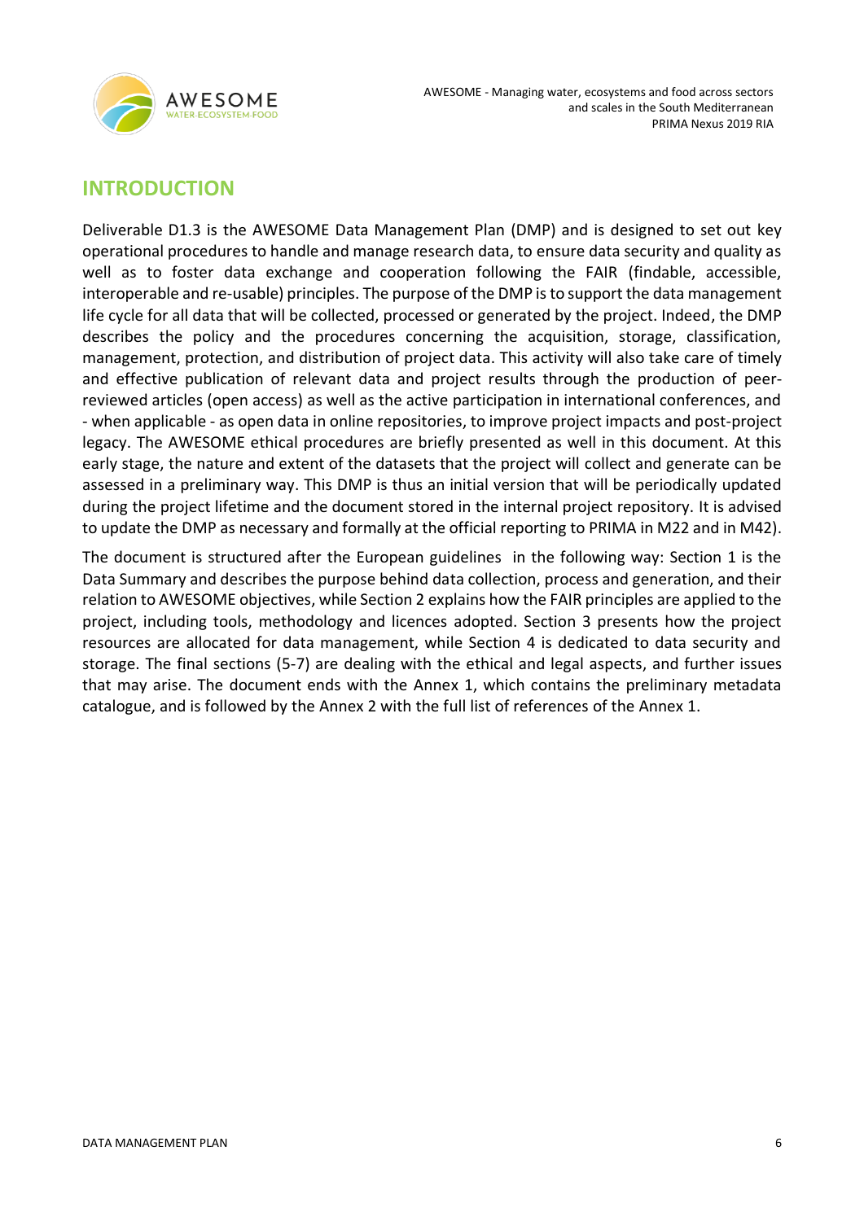## INTRODUCTION

Deliverable D1.3 is the AWESOME Data Management Plan (DMP) and is designed to set out key operational procedures to handle and manage research data, to ensure data security and quality as well as to foster data exchange and cooperation following the FAIR (findable, accessible, interoperable and re-usable) principles. The purpose of the DMP is to support the data management life cycle for all data that will be collected, processed or generated by the project. Indeed, the DMP describes the policy and the procedures concerning the acquisition, storage, classification, management, protection, and distribution of project data. This activity will also take care of timely and effective publication of relevant data and project results through the production of peer-reviewed articles (open access) as well as the active participation in international conferences, and - when applicable - as open data in online repositories, to improve project impacts and post-project legacy. The AWESOME ethical procedures are briefly presented as well in this document. At this early stage, the nature and extent of the datasets that the project will collect and generate can be assessed in a preliminary way. This DMP is thus an initial version that will be periodically updated during the project lifetime and the document stored in the internal project repository. It is advised to update the DMP as necessary and formally at the official reporting to PRIMA in M22 and in M42).

The document is structured after the European guidelines in the following way: Section 1 is the Data Summary and describes the purpose behind data collection, process and generation, and their relation to AWESOME objectives, while Section 2 explains how the FAIR principles are applied to the project, including tools, methodology and licences adopted. Section 3 presents how the project resources are allocated for data management, while Section 4 is dedicated to data security and storage. The final sections (5-7) are dealing with the ethical and legal aspects, and further issues that may arise. The document ends with the Annex 1, which contains the preliminary metadata catalogue, and is followed by the Annex 2 with the full list of references of the Annex 1.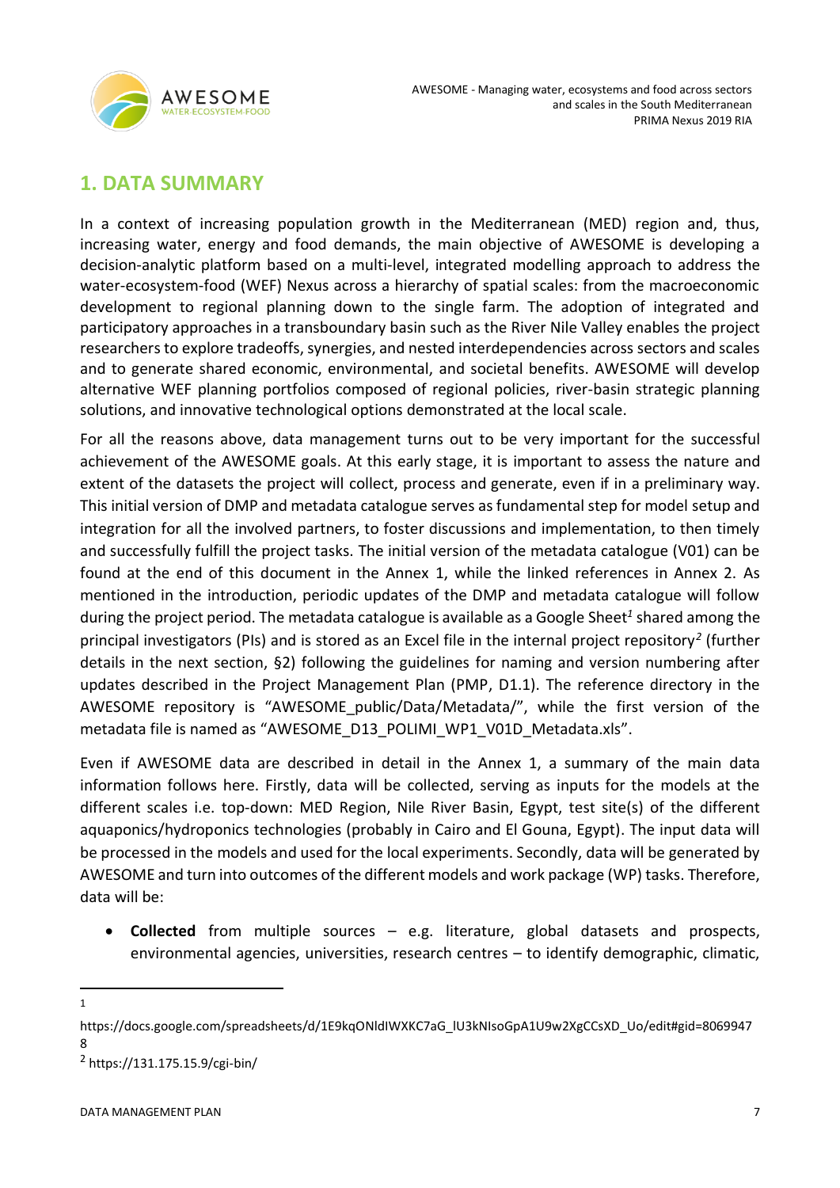## 1. DATA SUMMARY

In a context of increasing population growth in the Mediterranean (MED) region and, thus, increasing water, energy and food demands, the main objective of AWESOME is developing a decision-analytic platform based on a multi-level, integrated modelling approach to address the water-ecosystem-food (WEF) Nexus across a hierarchy of spatial scales: from the macroeconomic development to regional planning down to the single farm. The adoption of integrated and participatory approaches in a transboundary basin such as the River Nile Valley enables the project researchers to explore tradeoffs, synergies, and nested interdependencies across sectors and scales and to generate shared economic, environmental, and societal benefits. AWESOME will develop alternative WEF planning portfolios composed of regional policies, river-basin strategic planning solutions, and innovative technological options demonstrated at the local scale.

For all the reasons above, data management turns out to be very important for the successful achievement of the AWESOME goals. At this early stage, it is important to assess the nature and extent of the datasets the project will collect, process and generate, even if in a preliminary way. This initial version of DMP and metadata catalogue serves as fundamental step for model setup and integration for all the involved partners, to foster discussions and implementation, to then timely and successfully fulfill the project tasks. The initial version of the metadata catalogue (V01) can be found at the end of this document in the Annex 1, while the linked references in Annex 2. As mentioned in the introduction, periodic updates of the DMP and metadata catalogue will follow during the project period. The metadata catalogue is available as a Google Sheet[1] shared among the principal investigators (PIs) and is stored as an Excel file in the internal project repository[2] (further details in the next section, §2) following the guidelines for naming and version numbering after updates described in the Project Management Plan (PMP, D1.1). The reference directory in the AWESOME repository is "AWESOME_public/Data/Metadata/", while the first version of the metadata file is named as "AWESOME_D13_POLIMI_WP1_V01D_Metadata.xls".

Even if AWESOME data are described in detail in the Annex 1, a summary of the main data information follows here. Firstly, data will be collected, serving as inputs for the models at the different scales i.e. top-down: MED Region, Nile River Basin, Egypt, test site(s) of the different aquaponics/hydroponics technologies (probably in Cairo and El Gouna, Egypt). The input data will be processed in the models and used for the local experiments. Secondly, data will be generated by AWESOME and turn into outcomes of the different models and work package (WP) tasks. Therefore, data will be:

- **Collected** from multiple sources – e.g. literature, global datasets and prospects, environmental agencies, universities, research centres – to identify demographic, climatic,

---

[1] https://docs.google.com/spreadsheets/d/1E9kqONldIWXKC7aG_lU3kNIsoGpA1U9w2XgCCsXD_Uo/edit#gid=80699478

[2] https://131.175.15.9/cgi-bin/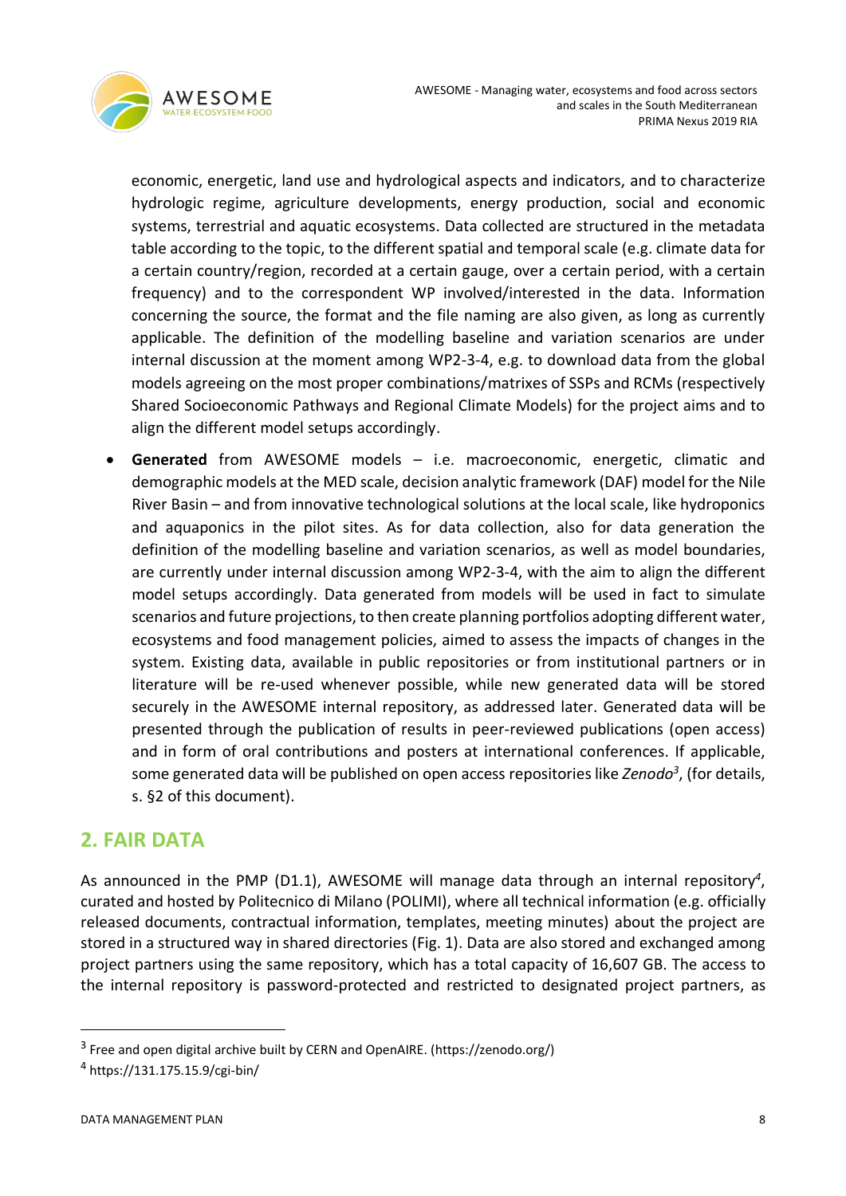economic, energetic, land use and hydrological aspects and indicators, and to characterize hydrologic regime, agriculture developments, energy production, social and economic systems, terrestrial and aquatic ecosystems. Data collected are structured in the metadata table according to the topic, to the different spatial and temporal scale (e.g. climate data for a certain country/region, recorded at a certain gauge, over a certain period, with a certain frequency) and to the correspondent WP involved/interested in the data. Information concerning the source, the format and the file naming are also given, as long as currently applicable. The definition of the modelling baseline and variation scenarios are under internal discussion at the moment among WP2-3-4, e.g. to download data from the global models agreeing on the most proper combinations/matrixes of SSPs and RCMs (respectively Shared Socioeconomic Pathways and Regional Climate Models) for the project aims and to align the different model setups accordingly.

- **Generated** from AWESOME models – i.e. macroeconomic, energetic, climatic and demographic models at the MED scale, decision analytic framework (DAF) model for the Nile River Basin – and from innovative technological solutions at the local scale, like hydroponics and aquaponics in the pilot sites. As for data collection, also for data generation the definition of the modelling baseline and variation scenarios, as well as model boundaries, are currently under internal discussion among WP2-3-4, with the aim to align the different model setups accordingly. Data generated from models will be used in fact to simulate scenarios and future projections, to then create planning portfolios adopting different water, ecosystems and food management policies, aimed to assess the impacts of changes in the system. Existing data, available in public repositories or from institutional partners or in literature will be re-used whenever possible, while new generated data will be stored securely in the AWESOME internal repository, as addressed later. Generated data will be presented through the publication of results in peer-reviewed publications (open access) and in form of oral contributions and posters at international conferences. If applicable, some generated data will be published on open access repositories like *Zenodo*[3], (for details, s. §2 of this document).

## 2. FAIR DATA

As announced in the PMP (D1.1), AWESOME will manage data through an internal repository[4], curated and hosted by Politecnico di Milano (POLIMI), where all technical information (e.g. officially released documents, contractual information, templates, meeting minutes) about the project are stored in a structured way in shared directories (Fig. 1). Data are also stored and exchanged among project partners using the same repository, which has a total capacity of 16,607 GB. The access to the internal repository is password-protected and restricted to designated project partners, as

[3] Free and open digital archive built by CERN and OpenAIRE. (https://zenodo.org/)

[4] https://131.175.15.9/cgi-bin/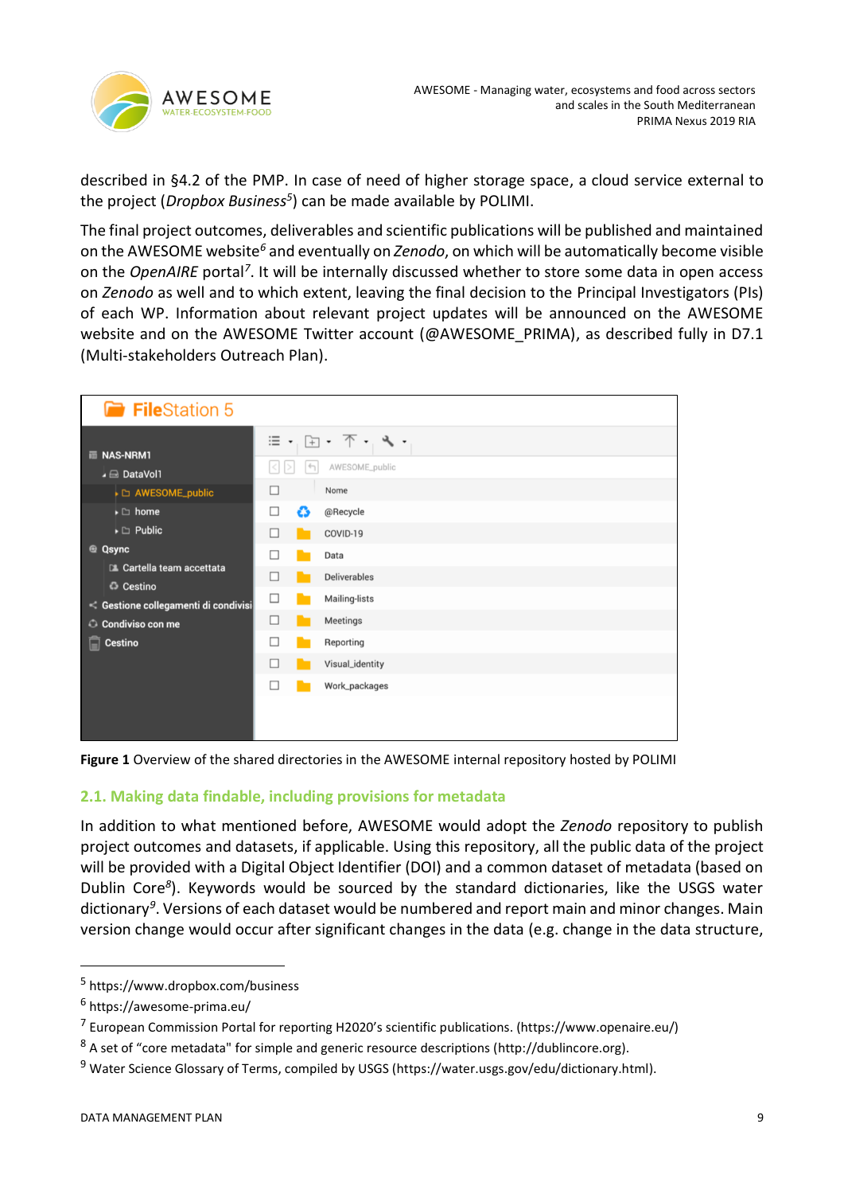described in §4.2 of the PMP. In case of need of higher storage space, a cloud service external to the project (*Dropbox Business*[5]) can be made available by POLIMI.

The final project outcomes, deliverables and scientific publications will be published and maintained on the AWESOME website[6] and eventually on *Zenodo*, on which will be automatically become visible on the *OpenAIRE* portal[7]. It will be internally discussed whether to store some data in open access on *Zenodo* as well and to which extent, leaving the final decision to the Principal Investigators (PIs) of each WP. Information about relevant project updates will be announced on the AWESOME website and on the AWESOME Twitter account (@AWESOME_PRIMA), as described fully in D7.1 (Multi-stakeholders Outreach Plan).

**Figure 1** Overview of the shared directories in the AWESOME internal repository hosted by POLIMI

## 2.1. Making data findable, including provisions for metadata

In addition to what mentioned before, AWESOME would adopt the *Zenodo* repository to publish project outcomes and datasets, if applicable. Using this repository, all the public data of the project will be provided with a Digital Object Identifier (DOI) and a common dataset of metadata (based on Dublin Core[8]). Keywords would be sourced by the standard dictionaries, like the USGS water dictionary[9]. Versions of each dataset would be numbered and report main and minor changes. Main version change would occur after significant changes in the data (e.g. change in the data structure,

---

[5] https://www.dropbox.com/business

[6] https://awesome-prima.eu/

[7] European Commission Portal for reporting H2020's scientific publications. (https://www.openaire.eu/)

[8] A set of "core metadata" for simple and generic resource descriptions (http://dublincore.org).

[9] Water Science Glossary of Terms, compiled by USGS (https://water.usgs.gov/edu/dictionary.html).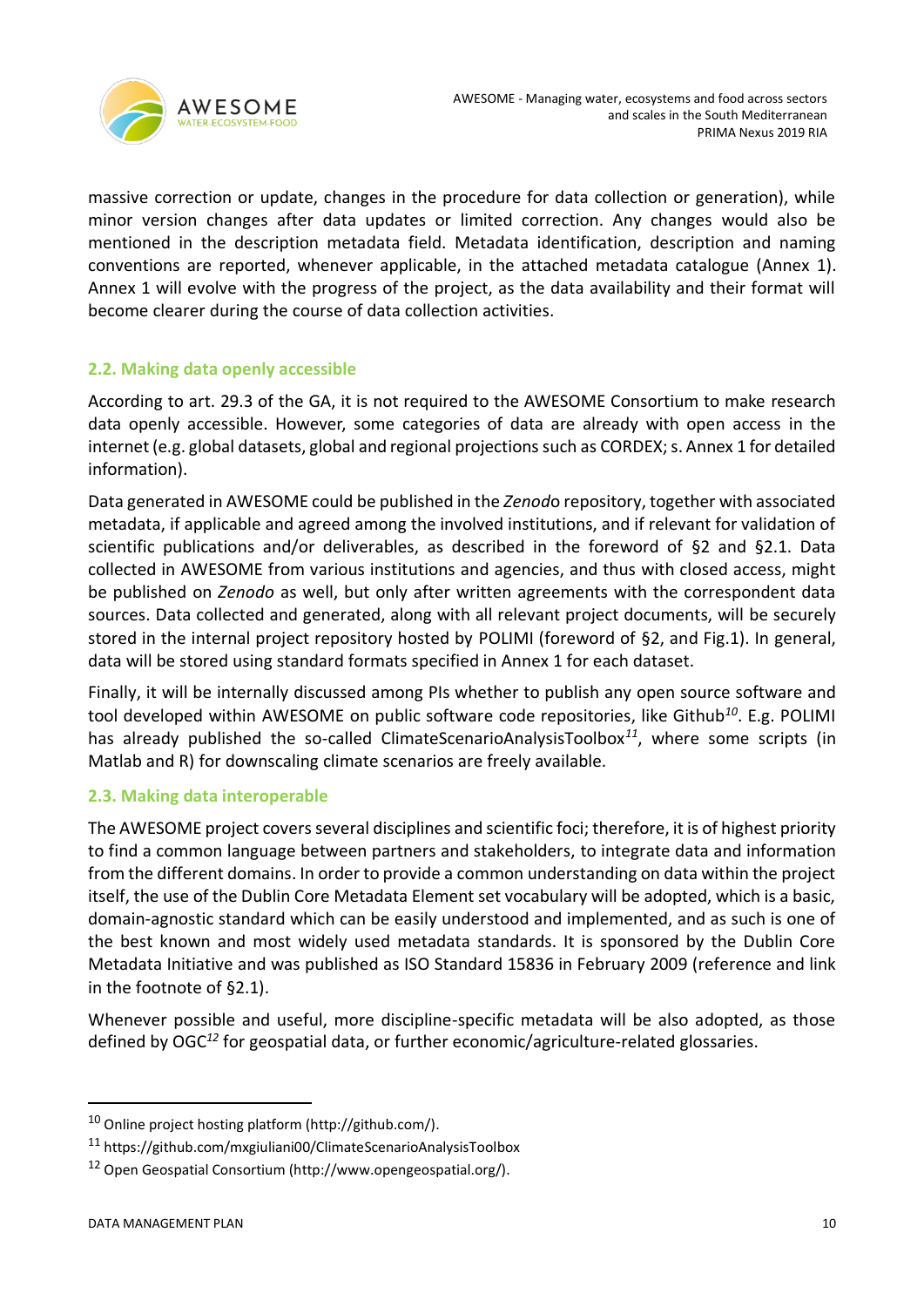massive correction or update, changes in the procedure for data collection or generation), while minor version changes after data updates or limited correction. Any changes would also be mentioned in the description metadata field. Metadata identification, description and naming conventions are reported, whenever applicable, in the attached metadata catalogue (Annex 1). Annex 1 will evolve with the progress of the project, as the data availability and their format will become clearer during the course of data collection activities.

## 2.2. Making data openly accessible

According to art. 29.3 of the GA, it is not required to the AWESOME Consortium to make research data openly accessible. However, some categories of data are already with open access in the internet (e.g. global datasets, global and regional projections such as CORDEX; s. Annex 1 for detailed information).

Data generated in AWESOME could be published in the *Zenod*o repository, together with associated metadata, if applicable and agreed among the involved institutions, and if relevant for validation of scientific publications and/or deliverables, as described in the foreword of §2 and §2.1. Data collected in AWESOME from various institutions and agencies, and thus with closed access, might be published on *Zenodo* as well, but only after written agreements with the correspondent data sources. Data collected and generated, along with all relevant project documents, will be securely stored in the internal project repository hosted by POLIMI (foreword of §2, and Fig.1). In general, data will be stored using standard formats specified in Annex 1 for each dataset.

Finally, it will be internally discussed among PIs whether to publish any open source software and tool developed within AWESOME on public software code repositories, like Github[10]. E.g. POLIMI has already published the so-called ClimateScenarioAnalysisToolbox[11], where some scripts (in Matlab and R) for downscaling climate scenarios are freely available.

## 2.3. Making data interoperable

The AWESOME project covers several disciplines and scientific foci; therefore, it is of highest priority to find a common language between partners and stakeholders, to integrate data and information from the different domains. In order to provide a common understanding on data within the project itself, the use of the Dublin Core Metadata Element set vocabulary will be adopted, which is a basic, domain-agnostic standard which can be easily understood and implemented, and as such is one of the best known and most widely used metadata standards. It is sponsored by the Dublin Core Metadata Initiative and was published as ISO Standard 15836 in February 2009 (reference and link in the footnote of §2.1).

Whenever possible and useful, more discipline-specific metadata will be also adopted, as those defined by OGC[12] for geospatial data, or further economic/agriculture-related glossaries.

---

[10] Online project hosting platform (http://github.com/).

[11] https://github.com/mxgiuliani00/ClimateScenarioAnalysisToolbox

[12] Open Geospatial Consortium (http://www.opengeospatial.org/).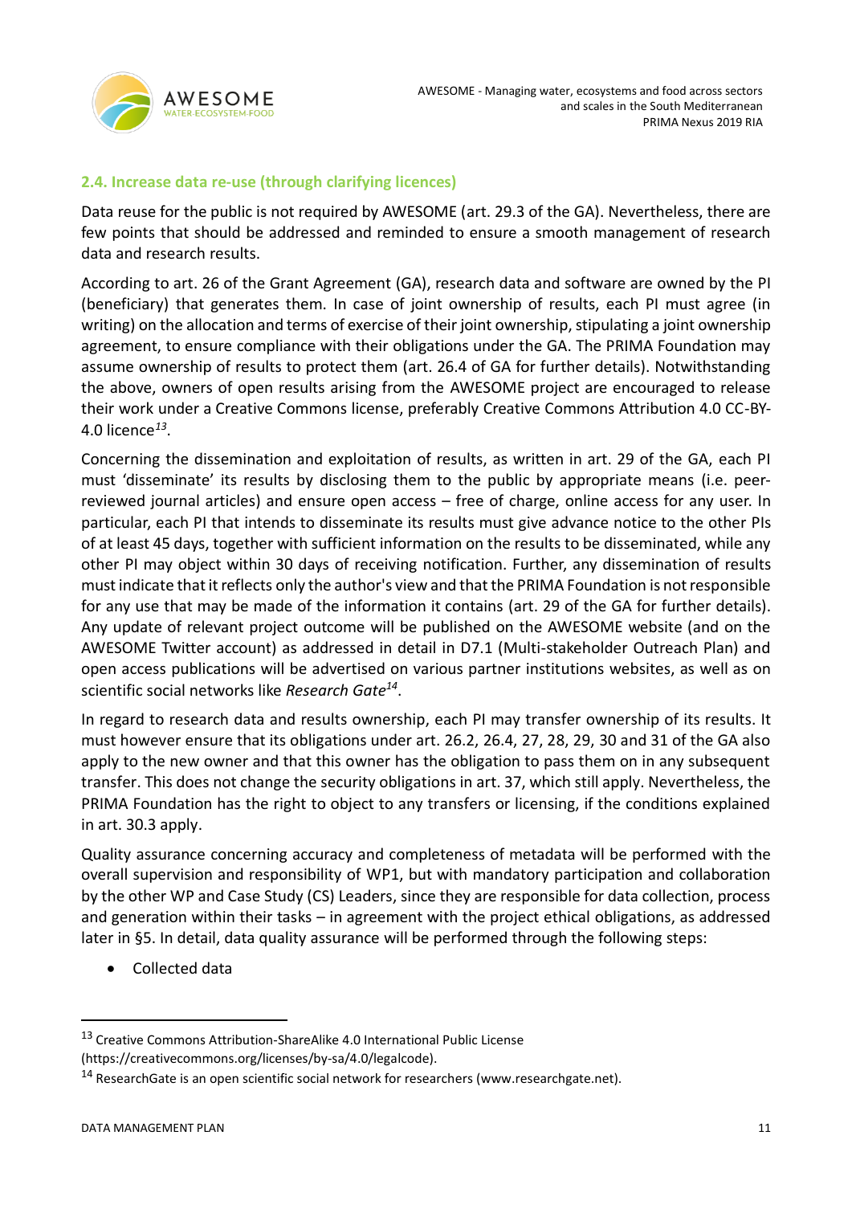### 2.4. Increase data re-use (through clarifying licences)

Data reuse for the public is not required by AWESOME (art. 29.3 of the GA). Nevertheless, there are few points that should be addressed and reminded to ensure a smooth management of research data and research results.

According to art. 26 of the Grant Agreement (GA), research data and software are owned by the PI (beneficiary) that generates them. In case of joint ownership of results, each PI must agree (in writing) on the allocation and terms of exercise of their joint ownership, stipulating a joint ownership agreement, to ensure compliance with their obligations under the GA. The PRIMA Foundation may assume ownership of results to protect them (art. 26.4 of GA for further details). Notwithstanding the above, owners of open results arising from the AWESOME project are encouraged to release their work under a Creative Commons license, preferably Creative Commons Attribution 4.0 CC-BY-4.0 licence[13].

Concerning the dissemination and exploitation of results, as written in art. 29 of the GA, each PI must 'disseminate' its results by disclosing them to the public by appropriate means (i.e. peer-reviewed journal articles) and ensure open access – free of charge, online access for any user. In particular, each PI that intends to disseminate its results must give advance notice to the other PIs of at least 45 days, together with sufficient information on the results to be disseminated, while any other PI may object within 30 days of receiving notification. Further, any dissemination of results must indicate that it reflects only the author's view and that the PRIMA Foundation is not responsible for any use that may be made of the information it contains (art. 29 of the GA for further details). Any update of relevant project outcome will be published on the AWESOME website (and on the AWESOME Twitter account) as addressed in detail in D7.1 (Multi-stakeholder Outreach Plan) and open access publications will be advertised on various partner institutions websites, as well as on scientific social networks like *Research Gate*[14].

In regard to research data and results ownership, each PI may transfer ownership of its results. It must however ensure that its obligations under art. 26.2, 26.4, 27, 28, 29, 30 and 31 of the GA also apply to the new owner and that this owner has the obligation to pass them on in any subsequent transfer. This does not change the security obligations in art. 37, which still apply. Nevertheless, the PRIMA Foundation has the right to object to any transfers or licensing, if the conditions explained in art. 30.3 apply.

Quality assurance concerning accuracy and completeness of metadata will be performed with the overall supervision and responsibility of WP1, but with mandatory participation and collaboration by the other WP and Case Study (CS) Leaders, since they are responsible for data collection, process and generation within their tasks – in agreement with the project ethical obligations, as addressed later in §5. In detail, data quality assurance will be performed through the following steps:

- Collected data

---

[13] Creative Commons Attribution-ShareAlike 4.0 International Public License (https://creativecommons.org/licenses/by-sa/4.0/legalcode).

[14] ResearchGate is an open scientific social network for researchers (www.researchgate.net).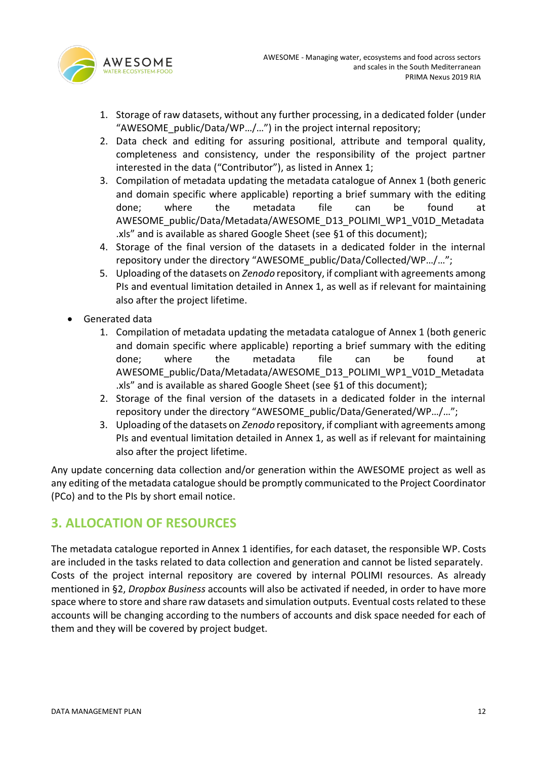1. Storage of raw datasets, without any further processing, in a dedicated folder (under "AWESOME_public/Data/WP…/…") in the project internal repository;
2. Data check and editing for assuring positional, attribute and temporal quality, completeness and consistency, under the responsibility of the project partner interested in the data ("Contributor"), as listed in Annex 1;
3. Compilation of metadata updating the metadata catalogue of Annex 1 (both generic and domain specific where applicable) reporting a brief summary with the editing done; where the metadata file can be found at AWESOME_public/Data/Metadata/AWESOME_D13_POLIMI_WP1_V01D_Metadata.xls" and is available as shared Google Sheet (see §1 of this document);
4. Storage of the final version of the datasets in a dedicated folder in the internal repository under the directory "AWESOME_public/Data/Collected/WP…/…";
5. Uploading of the datasets on *Zenodo* repository, if compliant with agreements among PIs and eventual limitation detailed in Annex 1, as well as if relevant for maintaining also after the project lifetime.

- Generated data
  1. Compilation of metadata updating the metadata catalogue of Annex 1 (both generic and domain specific where applicable) reporting a brief summary with the editing done; where the metadata file can be found at AWESOME_public/Data/Metadata/AWESOME_D13_POLIMI_WP1_V01D_Metadata.xls" and is available as shared Google Sheet (see §1 of this document);
  2. Storage of the final version of the datasets in a dedicated folder in the internal repository under the directory "AWESOME_public/Data/Generated/WP…/…";
  3. Uploading of the datasets on *Zenodo* repository, if compliant with agreements among PIs and eventual limitation detailed in Annex 1, as well as if relevant for maintaining also after the project lifetime.

Any update concerning data collection and/or generation within the AWESOME project as well as any editing of the metadata catalogue should be promptly communicated to the Project Coordinator (PCo) and to the PIs by short email notice.

## 3. ALLOCATION OF RESOURCES

The metadata catalogue reported in Annex 1 identifies, for each dataset, the responsible WP. Costs are included in the tasks related to data collection and generation and cannot be listed separately. Costs of the project internal repository are covered by internal POLIMI resources. As already mentioned in §2, *Dropbox Business* accounts will also be activated if needed, in order to have more space where to store and share raw datasets and simulation outputs. Eventual costs related to these accounts will be changing according to the numbers of accounts and disk space needed for each of them and they will be covered by project budget.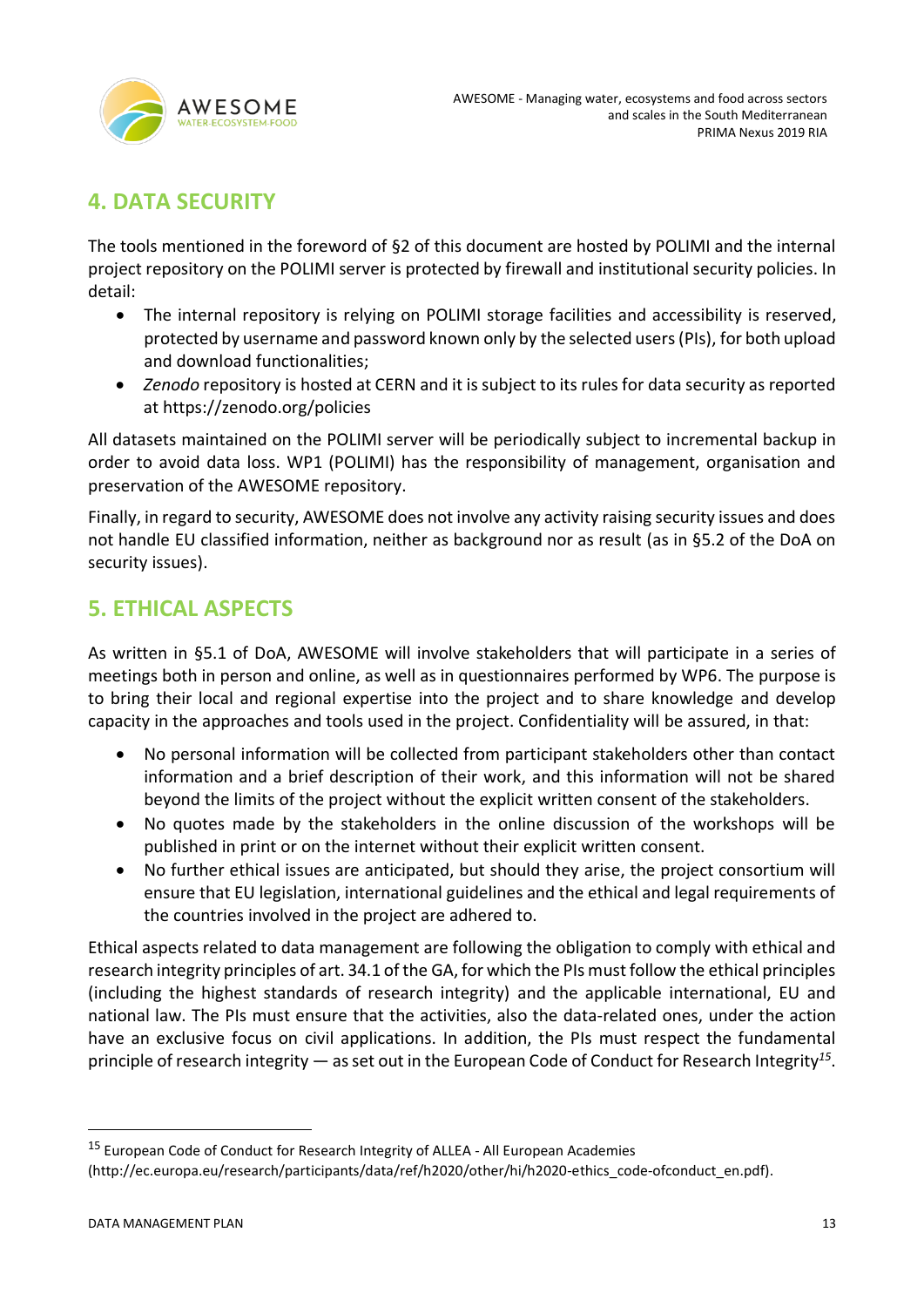## 4. DATA SECURITY

The tools mentioned in the foreword of §2 of this document are hosted by POLIMI and the internal project repository on the POLIMI server is protected by firewall and institutional security policies. In detail:

- The internal repository is relying on POLIMI storage facilities and accessibility is reserved, protected by username and password known only by the selected users (PIs), for both upload and download functionalities;
- *Zenodo* repository is hosted at CERN and it is subject to its rules for data security as reported at https://zenodo.org/policies

All datasets maintained on the POLIMI server will be periodically subject to incremental backup in order to avoid data loss. WP1 (POLIMI) has the responsibility of management, organisation and preservation of the AWESOME repository.

Finally, in regard to security, AWESOME does not involve any activity raising security issues and does not handle EU classified information, neither as background nor as result (as in §5.2 of the DoA on security issues).

## 5. ETHICAL ASPECTS

As written in §5.1 of DoA, AWESOME will involve stakeholders that will participate in a series of meetings both in person and online, as well as in questionnaires performed by WP6. The purpose is to bring their local and regional expertise into the project and to share knowledge and develop capacity in the approaches and tools used in the project. Confidentiality will be assured, in that:

- No personal information will be collected from participant stakeholders other than contact information and a brief description of their work, and this information will not be shared beyond the limits of the project without the explicit written consent of the stakeholders.
- No quotes made by the stakeholders in the online discussion of the workshops will be published in print or on the internet without their explicit written consent.
- No further ethical issues are anticipated, but should they arise, the project consortium will ensure that EU legislation, international guidelines and the ethical and legal requirements of the countries involved in the project are adhered to.

Ethical aspects related to data management are following the obligation to comply with ethical and research integrity principles of art. 34.1 of the GA, for which the PIs must follow the ethical principles (including the highest standards of research integrity) and the applicable international, EU and national law. The PIs must ensure that the activities, also the data-related ones, under the action have an exclusive focus on civil applications. In addition, the PIs must respect the fundamental principle of research integrity — as set out in the European Code of Conduct for Research Integrity[15].

---

[15] European Code of Conduct for Research Integrity of ALLEA - All European Academies (http://ec.europa.eu/research/participants/data/ref/h2020/other/hi/h2020-ethics_code-ofconduct_en.pdf).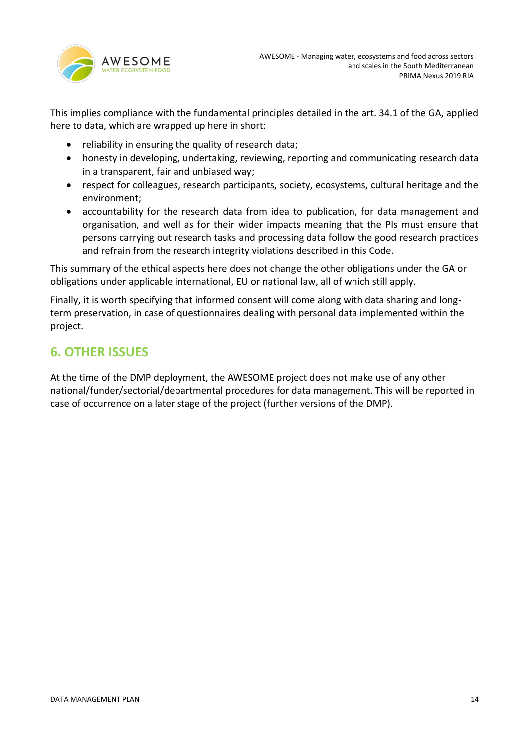This implies compliance with the fundamental principles detailed in the art. 34.1 of the GA, applied here to data, which are wrapped up here in short:

- reliability in ensuring the quality of research data;
- honesty in developing, undertaking, reviewing, reporting and communicating research data in a transparent, fair and unbiased way;
- respect for colleagues, research participants, society, ecosystems, cultural heritage and the environment;
- accountability for the research data from idea to publication, for data management and organisation, and well as for their wider impacts meaning that the PIs must ensure that persons carrying out research tasks and processing data follow the good research practices and refrain from the research integrity violations described in this Code.

This summary of the ethical aspects here does not change the other obligations under the GA or obligations under applicable international, EU or national law, all of which still apply.

Finally, it is worth specifying that informed consent will come along with data sharing and long-term preservation, in case of questionnaires dealing with personal data implemented within the project.

## 6. OTHER ISSUES

At the time of the DMP deployment, the AWESOME project does not make use of any other national/funder/sectorial/departmental procedures for data management. This will be reported in case of occurrence on a later stage of the project (further versions of the DMP).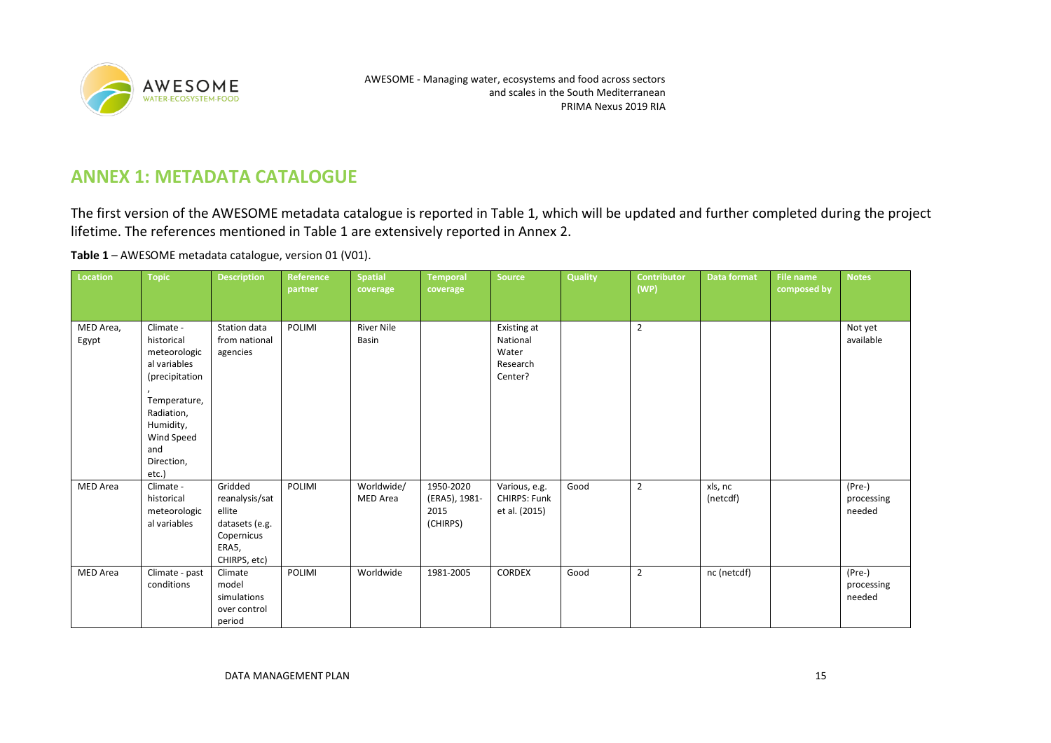## ANNEX 1: METADATA CATALOGUE

The first version of the AWESOME metadata catalogue is reported in Table 1, which will be updated and further completed during the project lifetime. The references mentioned in Table 1 are extensively reported in Annex 2.

**Table 1** – AWESOME metadata catalogue, version 01 (V01).

| Location | Topic | Description | Reference partner | Spatial coverage | Temporal coverage | Source | Quality | Contributor (WP) | Data format | File name composed by | Notes |
|---|---|---|---|---|---|---|---|---|---|---|---|
| MED Area, Egypt | Climate - historical meteorological variables (precipitation, Temperature, Radiation, Humidity, Wind Speed and Direction, etc.) | Station data from national agencies | POLIMI | River Nile Basin | | Existing at National Water Research Center? | | 2 | | | Not yet available |
| MED Area | Climate - historical meteorological variables | Gridded reanalysis/satellite datasets (e.g. Copernicus ERA5, CHIRPS, etc) | POLIMI | Worldwide/ MED Area | 1950-2020 (ERA5), 1981-2015 (CHIRPS) | Various, e.g. CHIRPS: Funk et al. (2015) | Good | 2 | xls, nc (netcdf) | | (Pre-) processing needed |
| MED Area | Climate - past conditions | Climate model simulations over control period | POLIMI | Worldwide | 1981-2005 | CORDEX | Good | 2 | nc (netcdf) | | (Pre-) processing needed |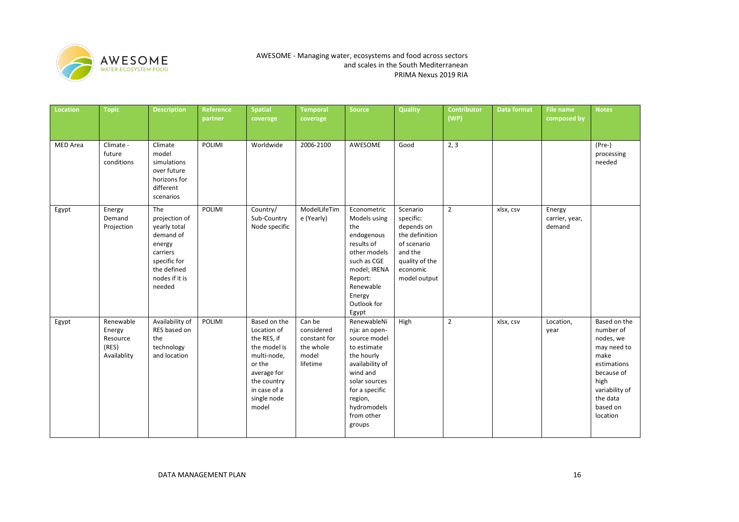| Location | Topic | Description | Reference partner | Spatial coverage | Temporal coverage | Source | Quality | Contributor (WP) | Data format | File name composed by | Notes |
|---|---|---|---|---|---|---|---|---|---|---|---|
| MED Area | Climate - future conditions | Climate model simulations over future horizons for different scenarios | POLIMI | Worldwide | 2006-2100 | AWESOME | Good | 2, 3 | | | (Pre-) processing needed |
| Egypt | Energy Demand Projection | The projection of yearly total demand of energy carriers specific for the defined nodes if it is needed | POLIMI | Country/ Sub-Country Node specific | ModelLifeTime (Yearly) | Econometric Models using the endogenous results of other models such as CGE model; IRENA Report: Renewable Energy Outlook for Egypt | Scenario specific: depends on the definition of scenario and the quality of the economic model output | 2 | xlsx, csv | Energy carrier, year, demand | |
| Egypt | Renewable Energy Resource (RES) Availablity | Availability of RES based on the technology and location | POLIMI | Based on the Location of the RES, if the model is multi-node, or the average for the country in case of a single node model | Can be considered constant for the whole model lifetime | RenewableNinja: an open-source model to estimate the hourly availability of wind and solar sources for a specific region, hydromodels from other groups | High | 2 | xlsx, csv | Location, year | Based on the number of nodes, we may need to make estimations because of high variability of the data based on location |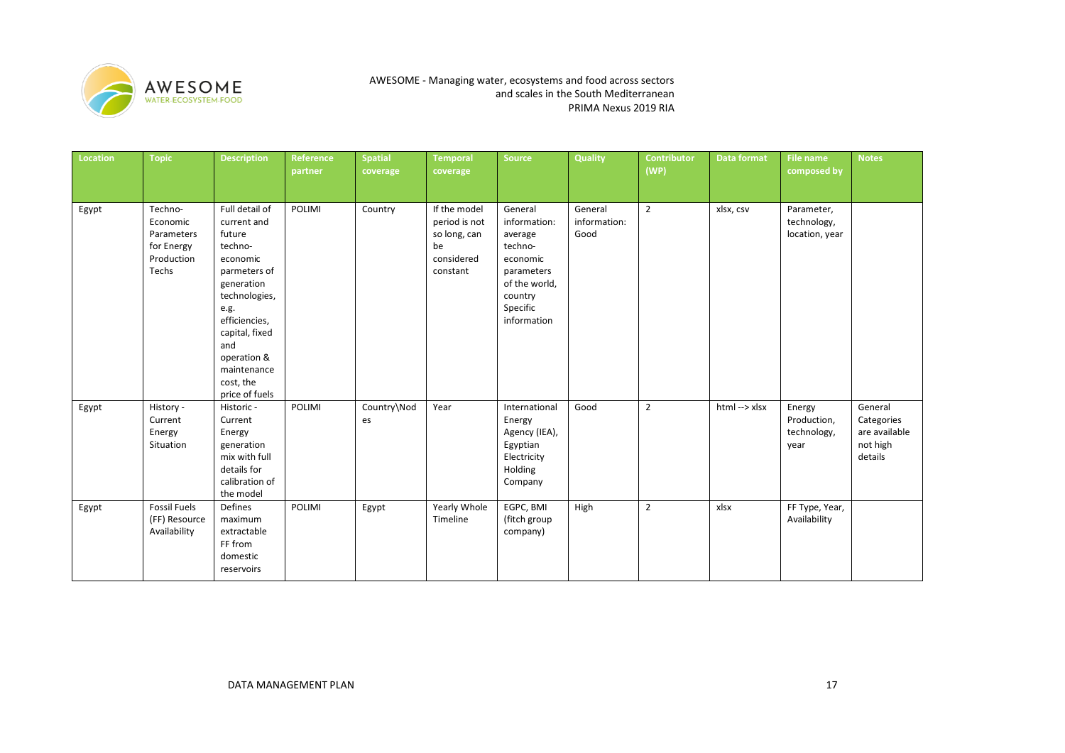| Location | Topic | Description | Reference partner | Spatial coverage | Temporal coverage | Source | Quality | Contributor (WP) | Data format | File name composed by | Notes |
|---|---|---|---|---|---|---|---|---|---|---|---|
| Egypt | Techno-Economic Parameters for Energy Production Techs | Full detail of current and future techno-economic parmeters of generation technologies, e.g. efficiencies, capital, fixed and operation & maintenance cost, the price of fuels | POLIMI | Country | If the model period is not so long, can be considered constant | General information: average techno-economic parameters of the world, country Specific information | General information: Good | 2 | xlsx, csv | Parameter, technology, location, year | |
| Egypt | History - Current Energy Situation | Historic - Current Energy generation mix with full details for calibration of the model | POLIMI | Country\Nodes | Year | International Energy Agency (IEA), Egyptian Electricity Holding Company | Good | 2 | html --> xlsx | Energy Production, technology, year | General Categories are available not high details |
| Egypt | Fossil Fuels (FF) Resource Availability | Defines maximum extractable FF from domestic reservoirs | POLIMI | Egypt | Yearly Whole Timeline | EGPC, BMI (fitch group company) | High | 2 | xlsx | FF Type, Year, Availability | |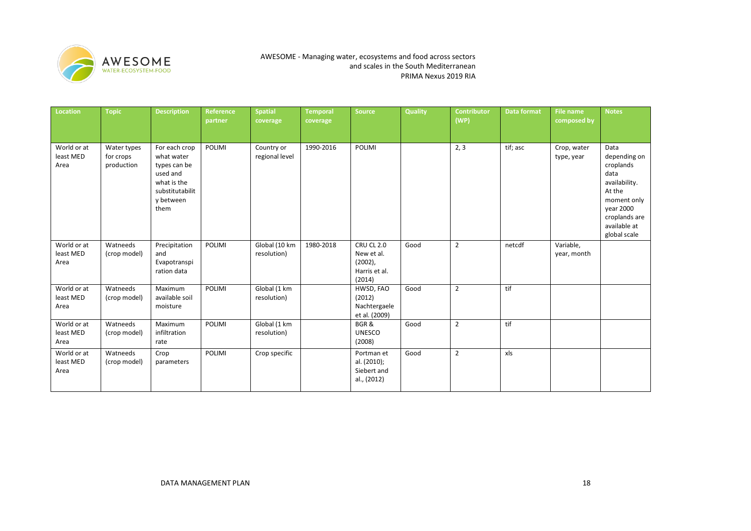| Location | Topic | Description | Reference partner | Spatial coverage | Temporal coverage | Source | Quality | Contributor (WP) | Data format | File name composed by | Notes |
|---|---|---|---|---|---|---|---|---|---|---|---|
| World or at least MED Area | Water types for crops production | For each crop what water types can be used and what is the substitutability between them | POLIMI | Country or regional level | 1990-2016 | POLIMI | | 2, 3 | tif; asc | Crop, water type, year | Data depending on croplands data availability. At the moment only year 2000 croplands are available at global scale |
| World or at least MED Area | Watneeds (crop model) | Precipitation and Evapotranspiration data | POLIMI | Global (10 km resolution) | 1980-2018 | CRU CL 2.0 New et al. (2002), Harris et al. (2014) | Good | 2 | netcdf | Variable, year, month | |
| World or at least MED Area | Watneeds (crop model) | Maximum available soil moisture | POLIMI | Global (1 km resolution) | | HWSD, FAO (2012) Nachtergaele et al. (2009) | Good | 2 | tif | | |
| World or at least MED Area | Watneeds (crop model) | Maximum infiltration rate | POLIMI | Global (1 km resolution) | | BGR & UNESCO (2008) | Good | 2 | tif | | |
| World or at least MED Area | Watneeds (crop model) | Crop parameters | POLIMI | Crop specific | | Portman et al. (2010); Siebert and al., (2012) | Good | 2 | xls | | |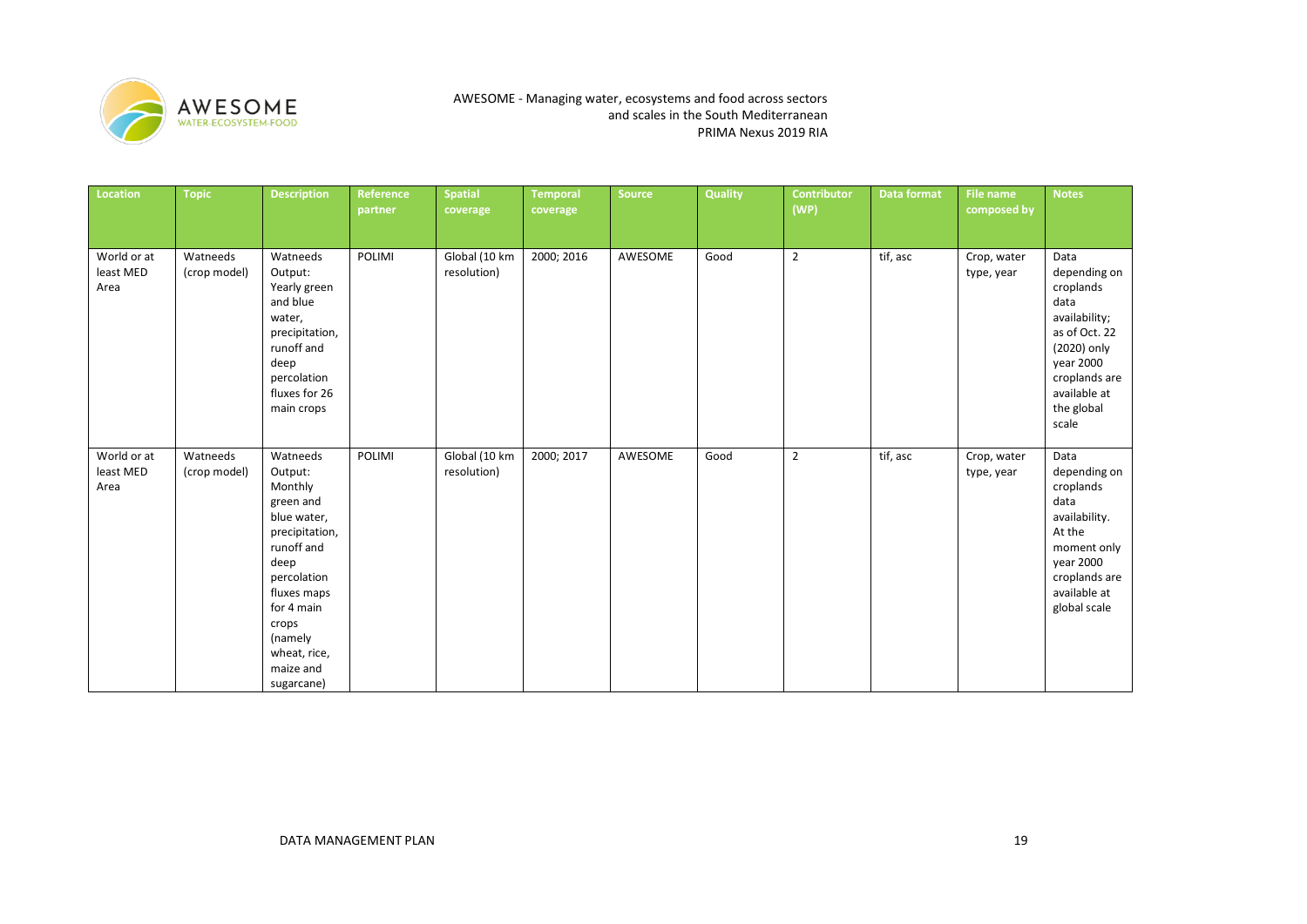| Location | Topic | Description | Reference partner | Spatial coverage | Temporal coverage | Source | Quality | Contributor (WP) | Data format | File name composed by | Notes |
|---|---|---|---|---|---|---|---|---|---|---|---|
| World or at least MED Area | Watneeds (crop model) | Watneeds Output: Yearly green and blue water, precipitation, runoff and deep percolation fluxes for 26 main crops | POLIMI | Global (10 km resolution) | 2000; 2016 | AWESOME | Good | 2 | tif, asc | Crop, water type, year | Data depending on croplands data availability; as of Oct. 22 (2020) only year 2000 croplands are available at the global scale |
| World or at least MED Area | Watneeds (crop model) | Watneeds Output: Monthly green and blue water, precipitation, runoff and deep percolation fluxes maps for 4 main crops (namely wheat, rice, maize and sugarcane) | POLIMI | Global (10 km resolution) | 2000; 2017 | AWESOME | Good | 2 | tif, asc | Crop, water type, year | Data depending on croplands data availability. At the moment only year 2000 croplands are available at global scale |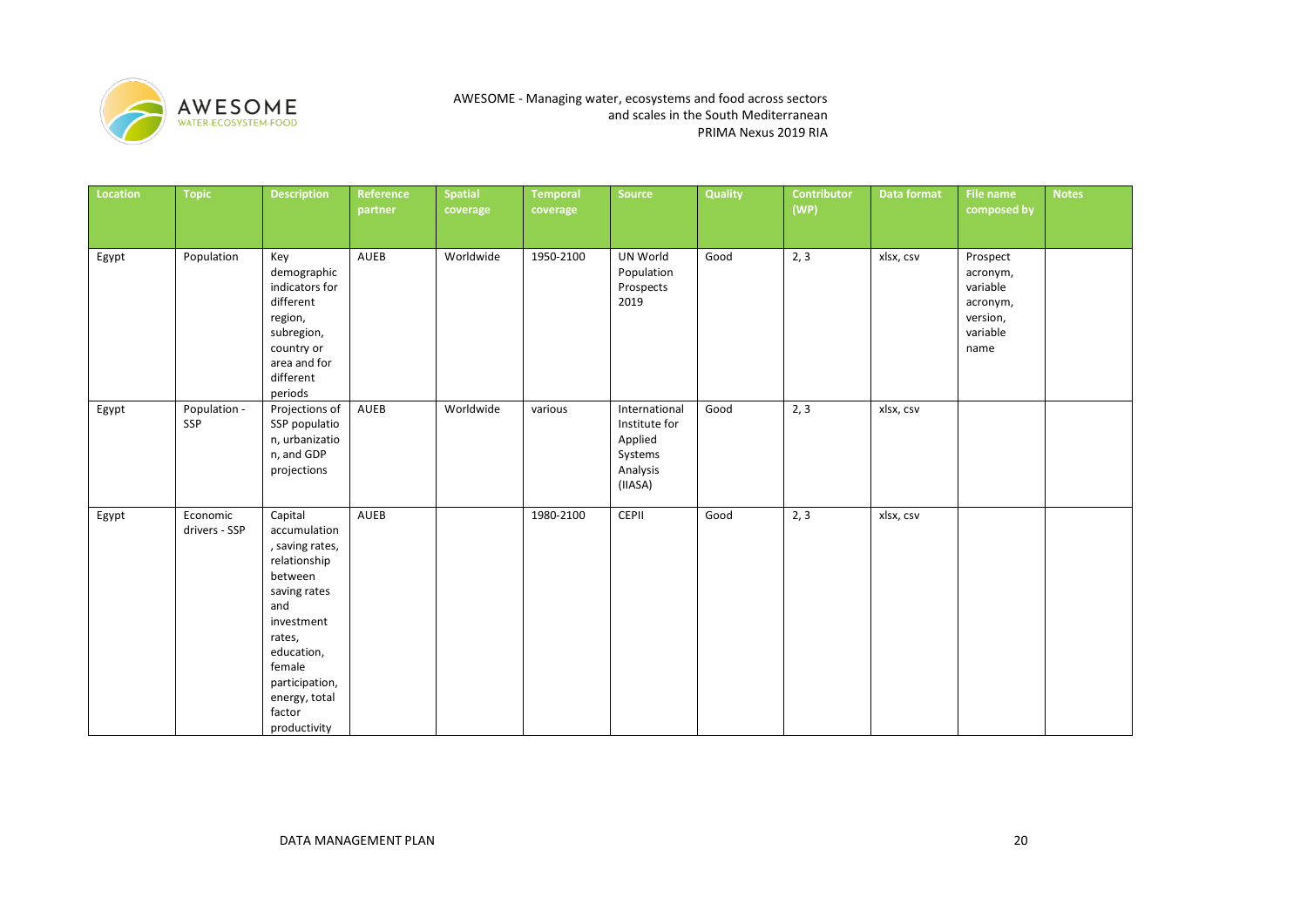| Location | Topic | Description | Reference partner | Spatial coverage | Temporal coverage | Source | Quality | Contributor (WP) | Data format | File name composed by | Notes |
|---|---|---|---|---|---|---|---|---|---|---|---|
| Egypt | Population | Key demographic indicators for different region, subregion, country or area and for different periods | AUEB | Worldwide | 1950-2100 | UN World Population Prospects 2019 | Good | 2, 3 | xlsx, csv | Prospect acronym, variable acronym, version, variable name | |
| Egypt | Population - SSP | Projections of SSP population, urbanization, and GDP projections | AUEB | Worldwide | various | International Institute for Applied Systems Analysis (IIASA) | Good | 2, 3 | xlsx, csv | | |
| Egypt | Economic drivers - SSP | Capital accumulation, saving rates, relationship between saving rates and investment rates, education, female participation, energy, total factor productivity | AUEB | | 1980-2100 | CEPII | Good | 2, 3 | xlsx, csv | | |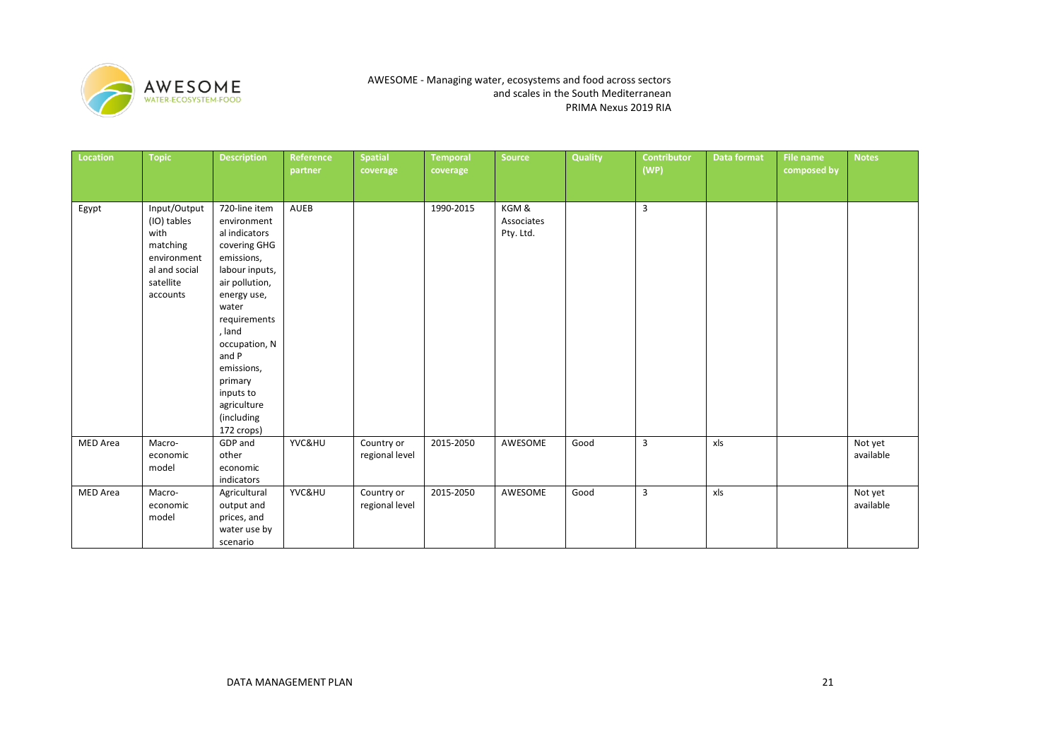| Location | Topic | Description | Reference partner | Spatial coverage | Temporal coverage | Source | Quality | Contributor (WP) | Data format | File name composed by | Notes |
|---|---|---|---|---|---|---|---|---|---|---|---|
| Egypt | Input/Output (IO) tables with matching environmental and social satellite accounts | 720-line item environmental indicators covering GHG emissions, labour inputs, air pollution, energy use, water requirements, land occupation, N and P emissions, primary inputs to agriculture (including 172 crops) | AUEB | | 1990-2015 | KGM & Associates Pty. Ltd. | | 3 | | | |
| MED Area | Macro-economic model | GDP and other economic indicators | YVC&HU | Country or regional level | 2015-2050 | AWESOME | Good | 3 | xls | | Not yet available |
| MED Area | Macro-economic model | Agricultural output and prices, and water use by scenario | YVC&HU | Country or regional level | 2015-2050 | AWESOME | Good | 3 | xls | | Not yet available |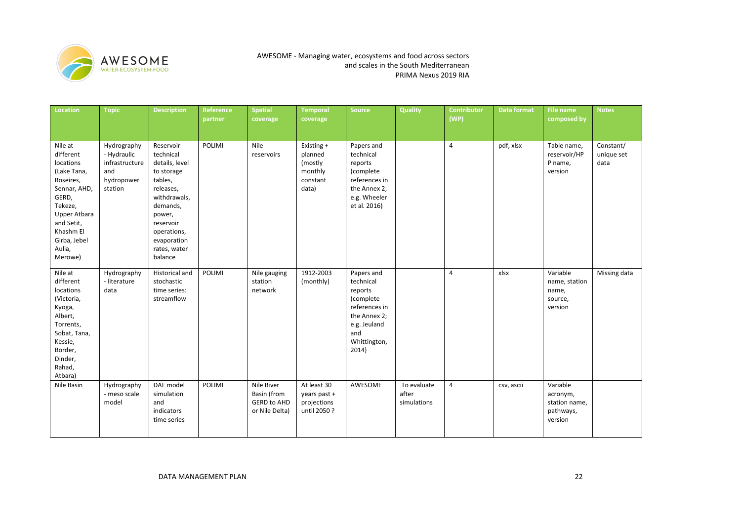| Location | Topic | Description | Reference partner | Spatial coverage | Temporal coverage | Source | Quality | Contributor (WP) | Data format | File name composed by | Notes |
|---|---|---|---|---|---|---|---|---|---|---|---|
| Nile at different locations (Lake Tana, Roseires, Sennar, AHD, GERD, Tekeze, Upper Atbara and Setit, Khashm El Girba, Jebel Aulia, Merowe) | Hydrography - Hydraulic infrastructure and hydropower station | Reservoir technical details, level to storage tables, releases, withdrawals, demands, power, reservoir operations, evaporation rates, water balance | POLIMI | Nile reservoirs | Existing + planned (mostly monthly constant data) | Papers and technical reports (complete references in the Annex 2; e.g. Wheeler et al. 2016) | | 4 | pdf, xlsx | Table name, reservoir/HP P name, version | Constant/ unique set data |
| Nile at different locations (Victoria, Kyoga, Albert, Torrents, Sobat, Tana, Kessie, Border, Dinder, Rahad, Atbara) | Hydrography - literature data | Historical and stochastic time series: streamflow | POLIMI | Nile gauging station network | 1912-2003 (monthly) | Papers and technical reports (complete references in the Annex 2; e.g. Jeuland and Whittington, 2014) | | 4 | xlsx | Variable name, station name, source, version | Missing data |
| Nile Basin | Hydrography - meso scale model | DAF model simulation and indicators time series | POLIMI | Nile River Basin (from GERD to AHD or Nile Delta) | At least 30 years past + projections until 2050 ? | AWESOME | To evaluate after simulations | 4 | csv, ascii | Variable acronym, station name, pathways, version | |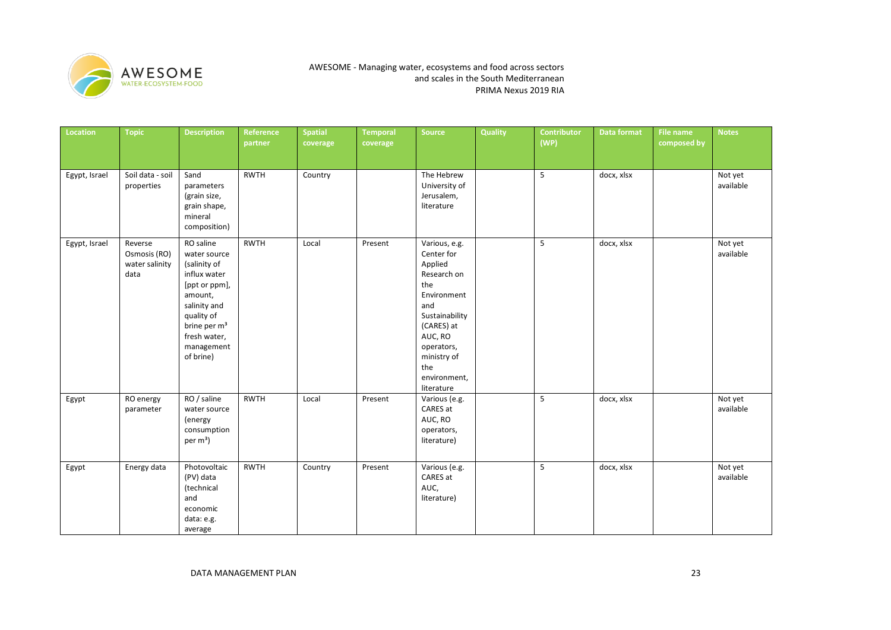| Location | Topic | Description | Reference partner | Spatial coverage | Temporal coverage | Source | Quality | Contributor (WP) | Data format | File name composed by | Notes |
|---|---|---|---|---|---|---|---|---|---|---|---|
| Egypt, Israel | Soil data - soil properties | Sand parameters (grain size, grain shape, mineral composition) | RWTH | Country | | The Hebrew University of Jerusalem, literature | | 5 | docx, xlsx | | Not yet available |
| Egypt, Israel | Reverse Osmosis (RO) water salinity data | RO saline water source (salinity of influx water [ppt or ppm], amount, salinity and quality of brine per m³ fresh water, management of brine) | RWTH | Local | Present | Various, e.g. Center for Applied Research on the Environment and Sustainability (CARES) at AUC, RO operators, ministry of the environment, literature | | 5 | docx, xlsx | | Not yet available |
| Egypt | RO energy parameter | RO / saline water source (energy consumption per m³) | RWTH | Local | Present | Various (e.g. CARES at AUC, RO operators, literature) | | 5 | docx, xlsx | | Not yet available |
| Egypt | Energy data | Photovoltaic (PV) data (technical and economic data: e.g. average | RWTH | Country | Present | Various (e.g. CARES at AUC, literature) | | 5 | docx, xlsx | | Not yet available |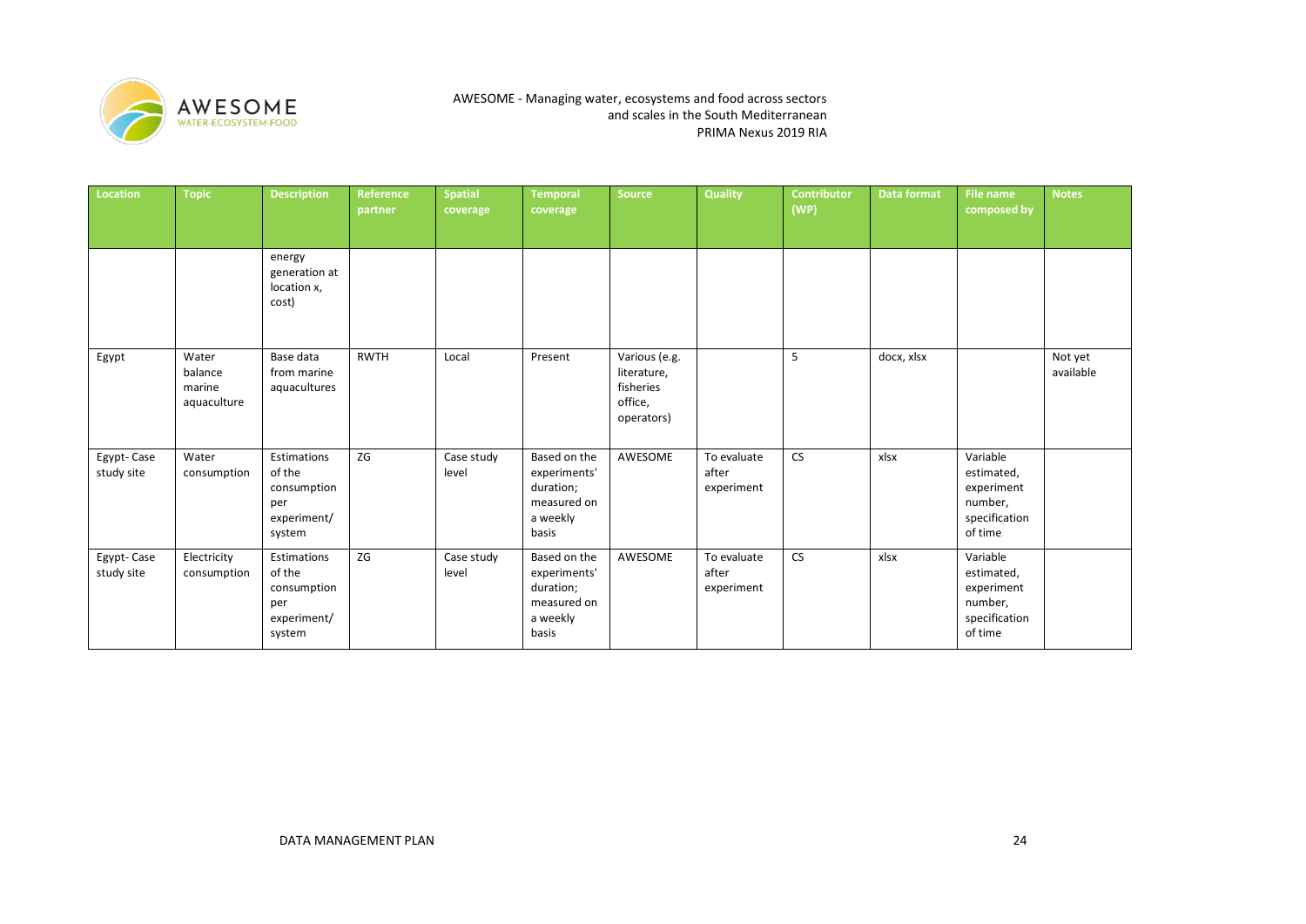| Location | Topic | Description | Reference partner | Spatial coverage | Temporal coverage | Source | Quality | Contributor (WP) | Data format | File name composed by | Notes |
|---|---|---|---|---|---|---|---|---|---|---|---|
| | | energy generation at location x, cost) | | | | | | | | | |
| Egypt | Water balance marine aquaculture | Base data from marine aquacultures | RWTH | Local | Present | Various (e.g. literature, fisheries office, operators) | | 5 | docx, xlsx | | Not yet available |
| Egypt- Case study site | Water consumption | Estimations of the consumption per experiment/ system | ZG | Case study level | Based on the experiments' duration; measured on a weekly basis | AWESOME | To evaluate after experiment | CS | xlsx | Variable estimated, experiment number, specification of time | |
| Egypt- Case study site | Electricity consumption | Estimations of the consumption per experiment/ system | ZG | Case study level | Based on the experiments' duration; measured on a weekly basis | AWESOME | To evaluate after experiment | CS | xlsx | Variable estimated, experiment number, specification of time | |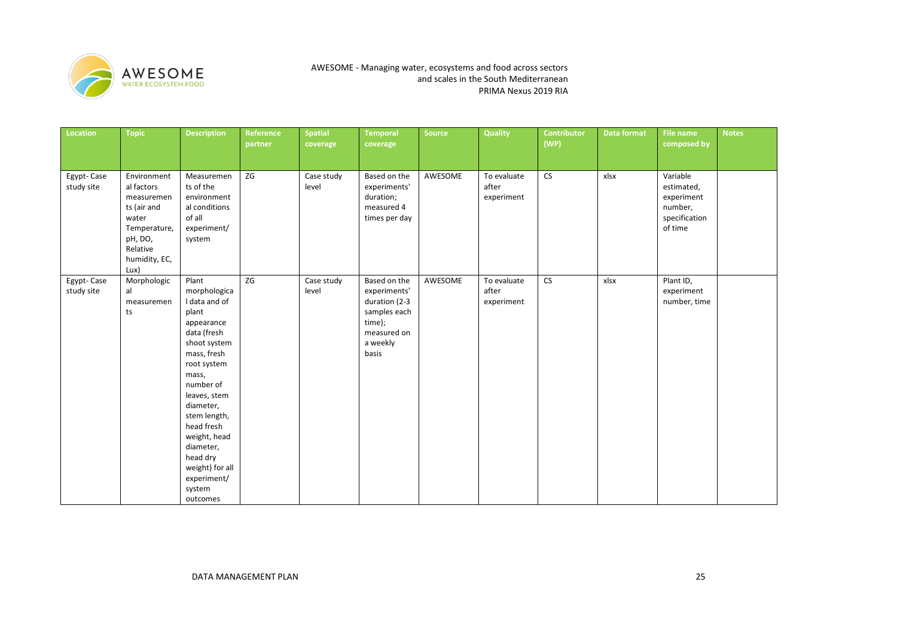| Location | Topic | Description | Reference partner | Spatial coverage | Temporal coverage | Source | Quality | Contributor (WP) | Data format | File name composed by | Notes |
|---|---|---|---|---|---|---|---|---|---|---|---|
| Egypt- Case study site | Environmental factors measurements (air and water Temperature, pH, DO, Relative humidity, EC, Lux) | Measurements of the environmental conditions of all experiment/ system | ZG | Case study level | Based on the experiments' duration; measured 4 times per day | AWESOME | To evaluate after experiment | CS | xlsx | Variable estimated, experiment number, specification of time | |
| Egypt- Case study site | Morphological measurements | Plant morphological data and of plant appearance data (fresh shoot system mass, fresh root system mass, number of leaves, stem diameter, stem length, head fresh weight, head diameter, head dry weight) for all experiment/ system outcomes | ZG | Case study level | Based on the experiments' duration (2-3 samples each time); measured on a weekly basis | AWESOME | To evaluate after experiment | CS | xlsx | Plant ID, experiment number, time | |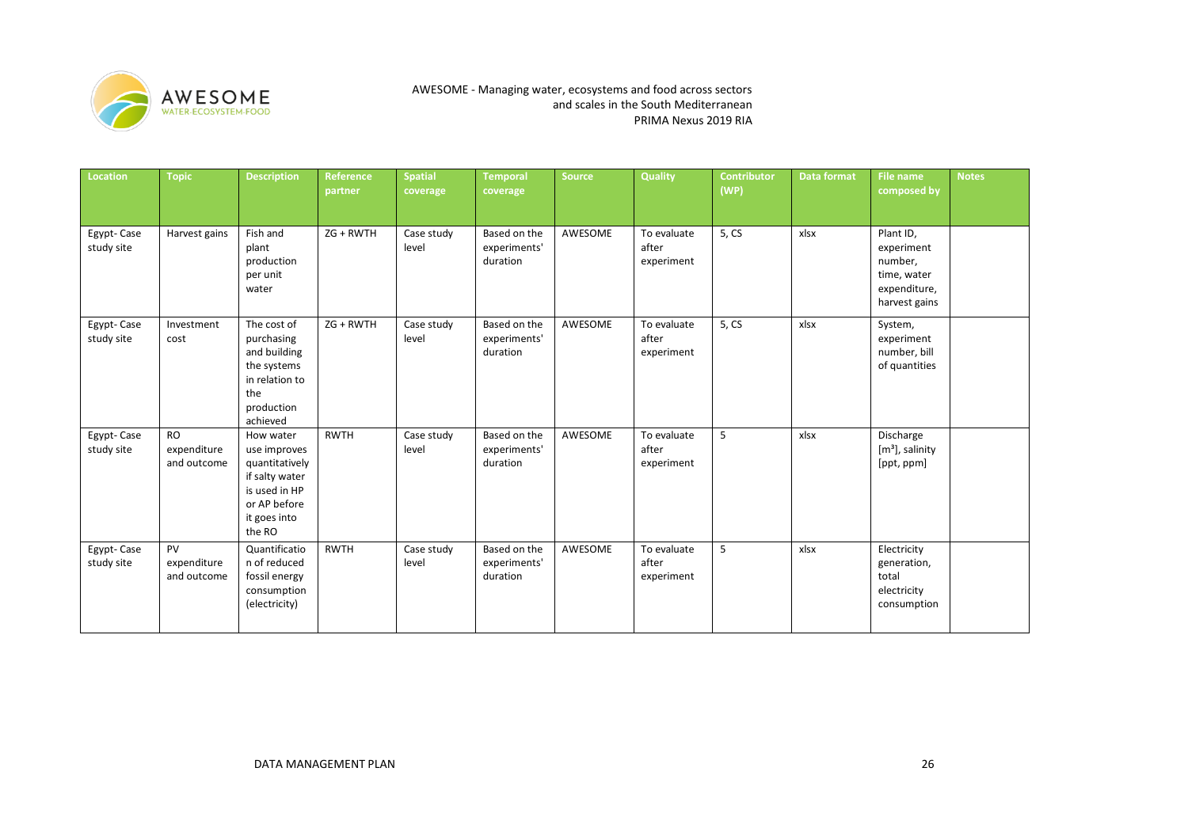| Location | Topic | Description | Reference partner | Spatial coverage | Temporal coverage | Source | Quality | Contributor (WP) | Data format | File name composed by | Notes |
|---|---|---|---|---|---|---|---|---|---|---|---|
| Egypt- Case study site | Harvest gains | Fish and plant production per unit water | ZG + RWTH | Case study level | Based on the experiments' duration | AWESOME | To evaluate after experiment | 5, CS | xlsx | Plant ID, experiment number, time, water expenditure, harvest gains | |
| Egypt- Case study site | Investment cost | The cost of purchasing and building the systems in relation to the production achieved | ZG + RWTH | Case study level | Based on the experiments' duration | AWESOME | To evaluate after experiment | 5, CS | xlsx | System, experiment number, bill of quantities | |
| Egypt- Case study site | RO expenditure and outcome | How water use improves quantitatively if salty water is used in HP or AP before it goes into the RO | RWTH | Case study level | Based on the experiments' duration | AWESOME | To evaluate after experiment | 5 | xlsx | Discharge [$m^3$], salinity [ppt, ppm] | |
| Egypt- Case study site | PV expenditure and outcome | Quantification of reduced fossil energy consumption (electricity) | RWTH | Case study level | Based on the experiments' duration | AWESOME | To evaluate after experiment | 5 | xlsx | Electricity generation, total electricity consumption | |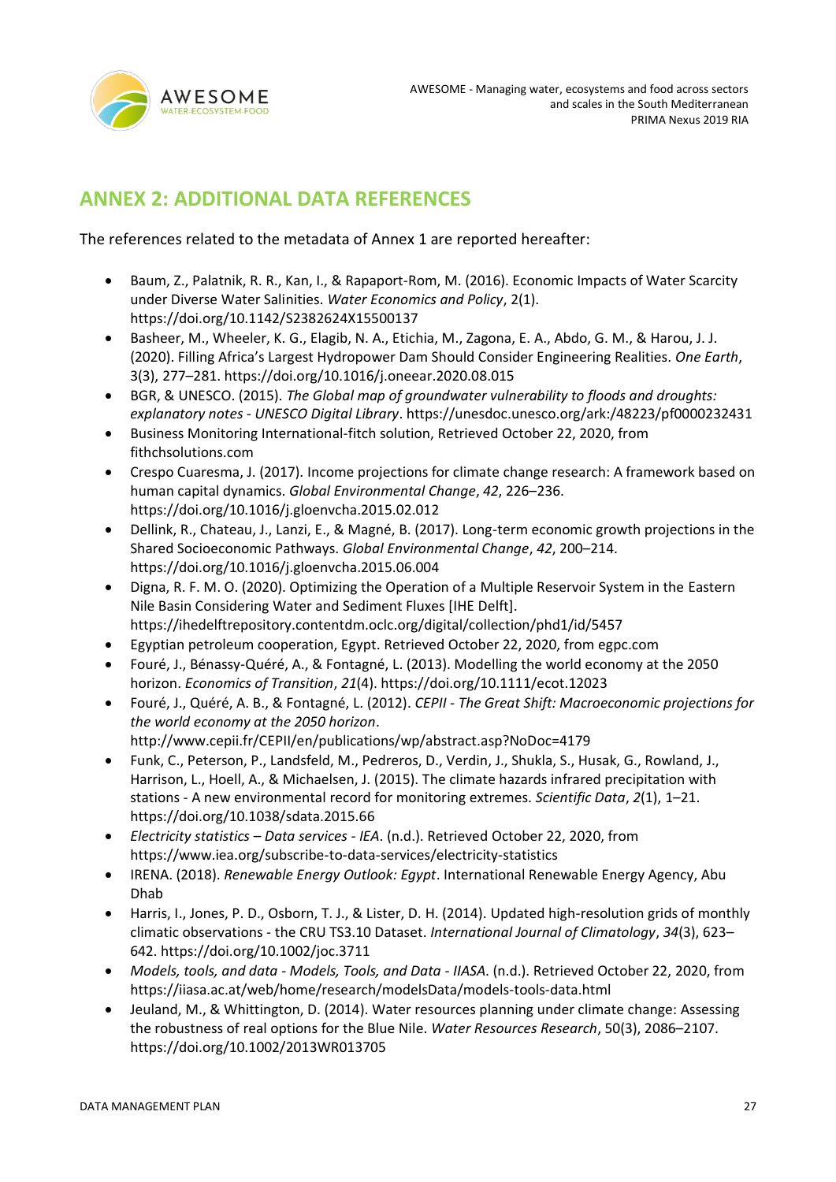## ANNEX 2: ADDITIONAL DATA REFERENCES

The references related to the metadata of Annex 1 are reported hereafter:

- Baum, Z., Palatnik, R. R., Kan, I., & Rapaport-Rom, M. (2016). Economic Impacts of Water Scarcity under Diverse Water Salinities. *Water Economics and Policy*, 2(1). https://doi.org/10.1142/S2382624X15500137
- Basheer, M., Wheeler, K. G., Elagib, N. A., Etichia, M., Zagona, E. A., Abdo, G. M., & Harou, J. J. (2020). Filling Africa's Largest Hydropower Dam Should Consider Engineering Realities. *One Earth*, 3(3), 277–281. https://doi.org/10.1016/j.oneear.2020.08.015
- BGR, & UNESCO. (2015). *The Global map of groundwater vulnerability to floods and droughts: explanatory notes - UNESCO Digital Library*. https://unesdoc.unesco.org/ark:/48223/pf0000232431
- Business Monitoring International-fitch solution, Retrieved October 22, 2020, from fithchsolutions.com
- Crespo Cuaresma, J. (2017). Income projections for climate change research: A framework based on human capital dynamics. *Global Environmental Change*, *42*, 226–236. https://doi.org/10.1016/j.gloenvcha.2015.02.012
- Dellink, R., Chateau, J., Lanzi, E., & Magné, B. (2017). Long-term economic growth projections in the Shared Socioeconomic Pathways. *Global Environmental Change*, *42*, 200–214. https://doi.org/10.1016/j.gloenvcha.2015.06.004
- Digna, R. F. M. O. (2020). Optimizing the Operation of a Multiple Reservoir System in the Eastern Nile Basin Considering Water and Sediment Fluxes [IHE Delft]. https://ihedelftrepository.contentdm.oclc.org/digital/collection/phd1/id/5457
- Egyptian petroleum cooperation, Egypt. Retrieved October 22, 2020, from egpc.com
- Fouré, J., Bénassy-Quéré, A., & Fontagné, L. (2013). Modelling the world economy at the 2050 horizon. *Economics of Transition*, *21*(4). https://doi.org/10.1111/ecot.12023
- Fouré, J., Quéré, A. B., & Fontagné, L. (2012). *CEPII - The Great Shift: Macroeconomic projections for the world economy at the 2050 horizon*. http://www.cepii.fr/CEPII/en/publications/wp/abstract.asp?NoDoc=4179
- Funk, C., Peterson, P., Landsfeld, M., Pedreros, D., Verdin, J., Shukla, S., Husak, G., Rowland, J., Harrison, L., Hoell, A., & Michaelsen, J. (2015). The climate hazards infrared precipitation with stations - A new environmental record for monitoring extremes. *Scientific Data*, *2*(1), 1–21. https://doi.org/10.1038/sdata.2015.66
- *Electricity statistics – Data services - IEA*. (n.d.). Retrieved October 22, 2020, from https://www.iea.org/subscribe-to-data-services/electricity-statistics
- IRENA. (2018). *Renewable Energy Outlook: Egypt*. International Renewable Energy Agency, Abu Dhab
- Harris, I., Jones, P. D., Osborn, T. J., & Lister, D. H. (2014). Updated high-resolution grids of monthly climatic observations - the CRU TS3.10 Dataset. *International Journal of Climatology*, *34*(3), 623–642. https://doi.org/10.1002/joc.3711
- *Models, tools, and data - Models, Tools, and Data - IIASA*. (n.d.). Retrieved October 22, 2020, from https://iiasa.ac.at/web/home/research/modelsData/models-tools-data.html
- Jeuland, M., & Whittington, D. (2014). Water resources planning under climate change: Assessing the robustness of real options for the Blue Nile. *Water Resources Research*, 50(3), 2086–2107. https://doi.org/10.1002/2013WR013705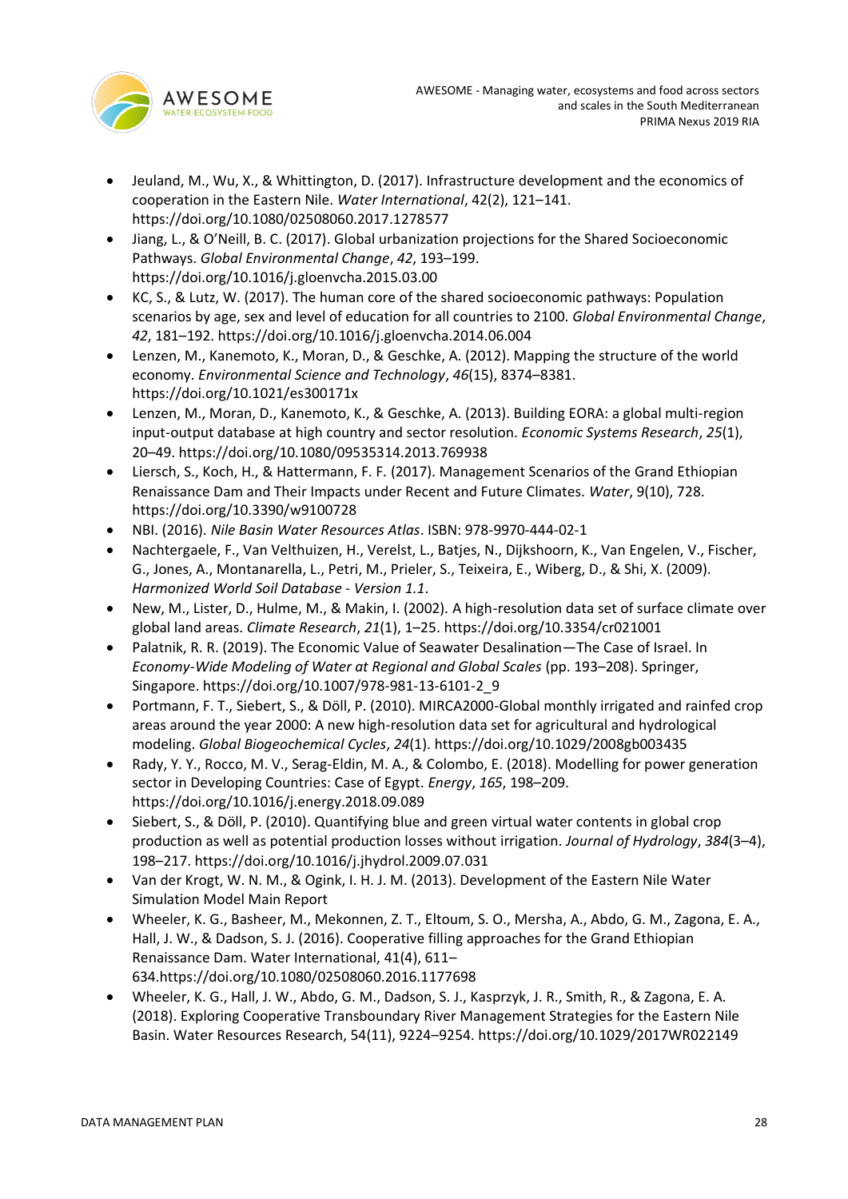- Jeuland, M., Wu, X., & Whittington, D. (2017). Infrastructure development and the economics of cooperation in the Eastern Nile. *Water International*, 42(2), 121–141. https://doi.org/10.1080/02508060.2017.1278577
- Jiang, L., & O'Neill, B. C. (2017). Global urbanization projections for the Shared Socioeconomic Pathways. *Global Environmental Change*, *42*, 193–199. https://doi.org/10.1016/j.gloenvcha.2015.03.00
- KC, S., & Lutz, W. (2017). The human core of the shared socioeconomic pathways: Population scenarios by age, sex and level of education for all countries to 2100. *Global Environmental Change*, *42*, 181–192. https://doi.org/10.1016/j.gloenvcha.2014.06.004
- Lenzen, M., Kanemoto, K., Moran, D., & Geschke, A. (2012). Mapping the structure of the world economy. *Environmental Science and Technology*, *46*(15), 8374–8381. https://doi.org/10.1021/es300171x
- Lenzen, M., Moran, D., Kanemoto, K., & Geschke, A. (2013). Building EORA: a global multi-region input-output database at high country and sector resolution. *Economic Systems Research*, *25*(1), 20–49. https://doi.org/10.1080/09535314.2013.769938
- Liersch, S., Koch, H., & Hattermann, F. F. (2017). Management Scenarios of the Grand Ethiopian Renaissance Dam and Their Impacts under Recent and Future Climates. *Water*, 9(10), 728. https://doi.org/10.3390/w9100728
- NBI. (2016). *Nile Basin Water Resources Atlas*. ISBN: 978-9970-444-02-1
- Nachtergaele, F., Van Velthuizen, H., Verelst, L., Batjes, N., Dijkshoorn, K., Van Engelen, V., Fischer, G., Jones, A., Montanarella, L., Petri, M., Prieler, S., Teixeira, E., Wiberg, D., & Shi, X. (2009). *Harmonized World Soil Database - Version 1.1*.
- New, M., Lister, D., Hulme, M., & Makin, I. (2002). A high-resolution data set of surface climate over global land areas. *Climate Research*, *21*(1), 1–25. https://doi.org/10.3354/cr021001
- Palatnik, R. R. (2019). The Economic Value of Seawater Desalination—The Case of Israel. In *Economy-Wide Modeling of Water at Regional and Global Scales* (pp. 193–208). Springer, Singapore. https://doi.org/10.1007/978-981-13-6101-2_9
- Portmann, F. T., Siebert, S., & Döll, P. (2010). MIRCA2000-Global monthly irrigated and rainfed crop areas around the year 2000: A new high-resolution data set for agricultural and hydrological modeling. *Global Biogeochemical Cycles*, *24*(1). https://doi.org/10.1029/2008gb003435
- Rady, Y. Y., Rocco, M. V., Serag-Eldin, M. A., & Colombo, E. (2018). Modelling for power generation sector in Developing Countries: Case of Egypt. *Energy*, *165*, 198–209. https://doi.org/10.1016/j.energy.2018.09.089
- Siebert, S., & Döll, P. (2010). Quantifying blue and green virtual water contents in global crop production as well as potential production losses without irrigation. *Journal of Hydrology*, *384*(3–4), 198–217. https://doi.org/10.1016/j.jhydrol.2009.07.031
- Van der Krogt, W. N. M., & Ogink, I. H. J. M. (2013). Development of the Eastern Nile Water Simulation Model Main Report
- Wheeler, K. G., Basheer, M., Mekonnen, Z. T., Eltoum, S. O., Mersha, A., Abdo, G. M., Zagona, E. A., Hall, J. W., & Dadson, S. J. (2016). Cooperative filling approaches for the Grand Ethiopian Renaissance Dam. Water International, 41(4), 611–634.https://doi.org/10.1080/02508060.2016.1177698
- Wheeler, K. G., Hall, J. W., Abdo, G. M., Dadson, S. J., Kasprzyk, J. R., Smith, R., & Zagona, E. A. (2018). Exploring Cooperative Transboundary River Management Strategies for the Eastern Nile Basin. Water Resources Research, 54(11), 9224–9254. https://doi.org/10.1029/2017WR022149